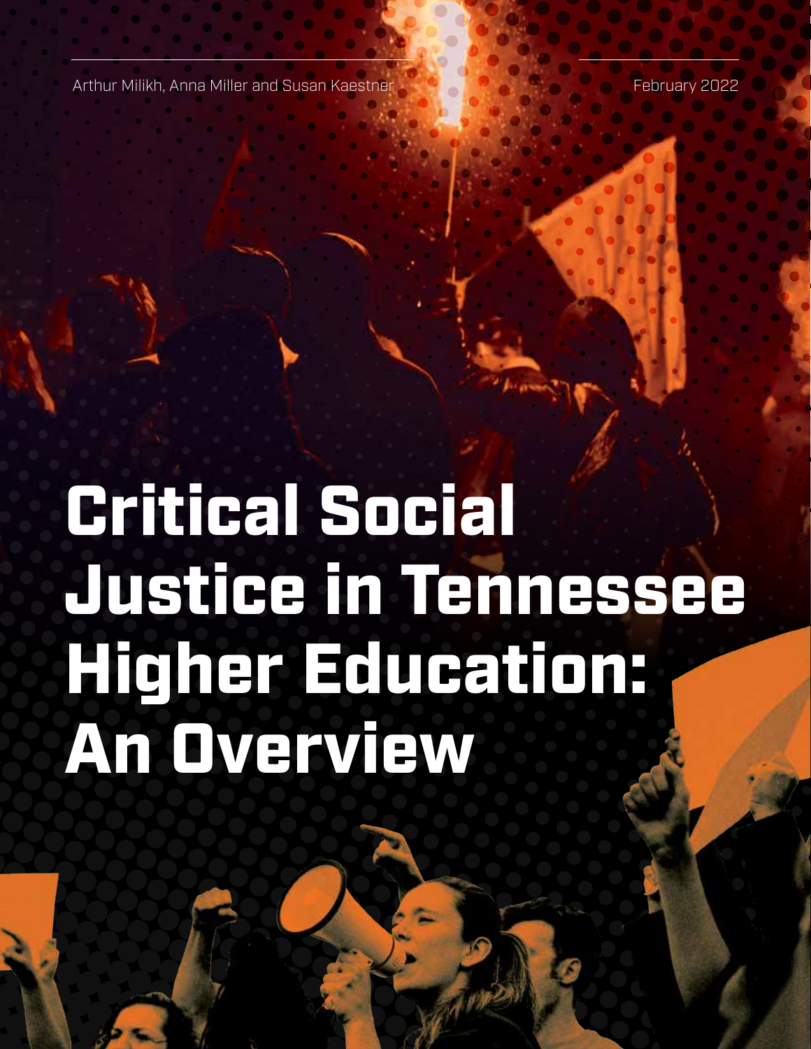Arthur Milikh, Anna Miller and Susan Kaestner

February 2022

# Critical Social Justice in Tennessee Higher Education: An Overview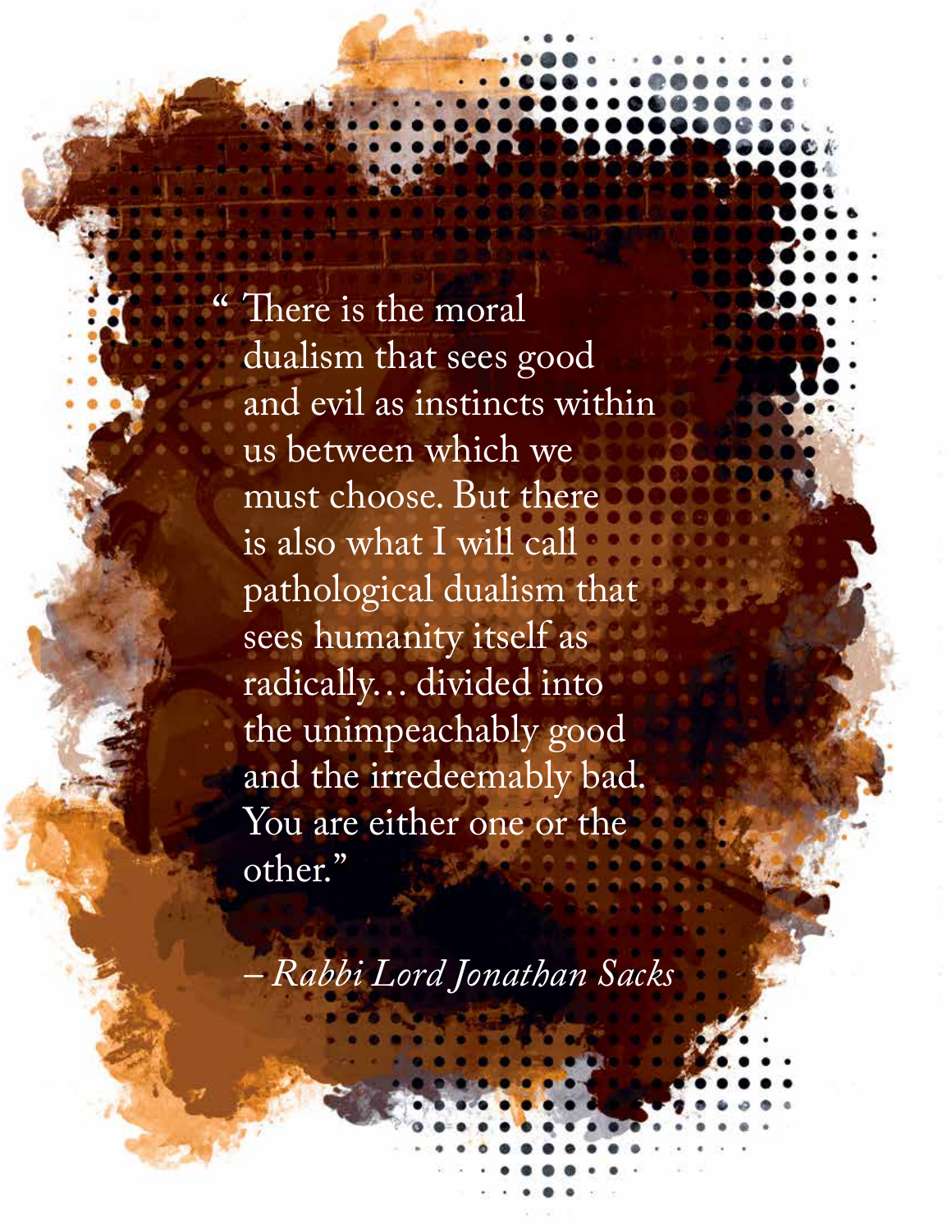> "There is the moral dualism that sees good and evil as instincts within us between which we must choose. But there is also what I will call pathological dualism that sees humanity itself as radically… divided into the unimpeachably good and the irredeemably bad. You are either one or the other."
>
> *– Rabbi Lord Jonathan Sacks*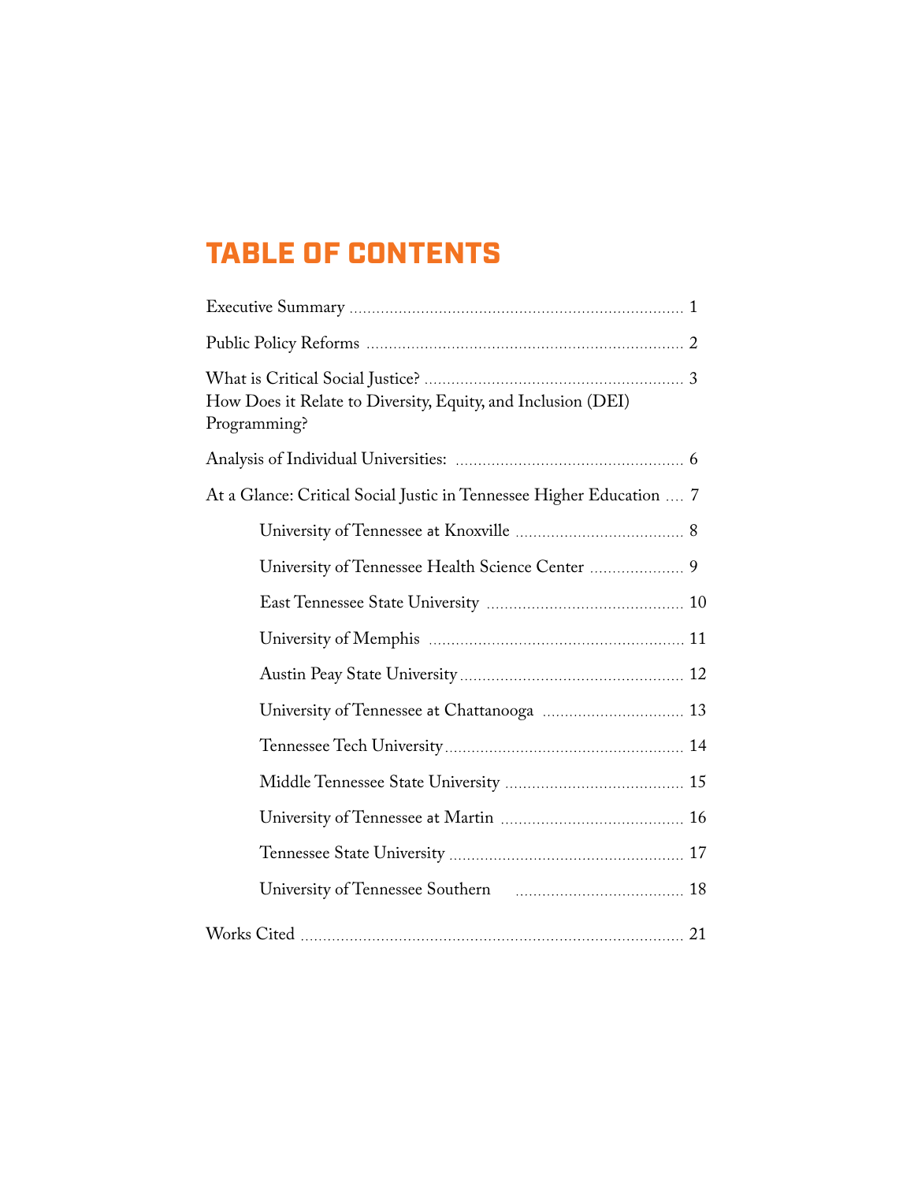# TABLE OF CONTENTS

Executive Summary .......... 1

Public Policy Reforms .......... 2

What is Critical Social Justice? .......... 3
How Does it Relate to Diversity, Equity, and Inclusion (DEI) Programming?

Analysis of Individual Universities: .......... 6

At a Glance: Critical Social Justic in Tennessee Higher Education .... 7

- University of Tennessee at Knoxville .......... 8
- University of Tennessee Health Science Center .......... 9
- East Tennessee State University .......... 10
- University of Memphis .......... 11
- Austin Peay State University .......... 12
- University of Tennessee at Chattanooga .......... 13
- Tennessee Tech University .......... 14
- Middle Tennessee State University .......... 15
- University of Tennessee at Martin .......... 16
- Tennessee State University .......... 17
- University of Tennessee Southern .......... 18

Works Cited .......... 21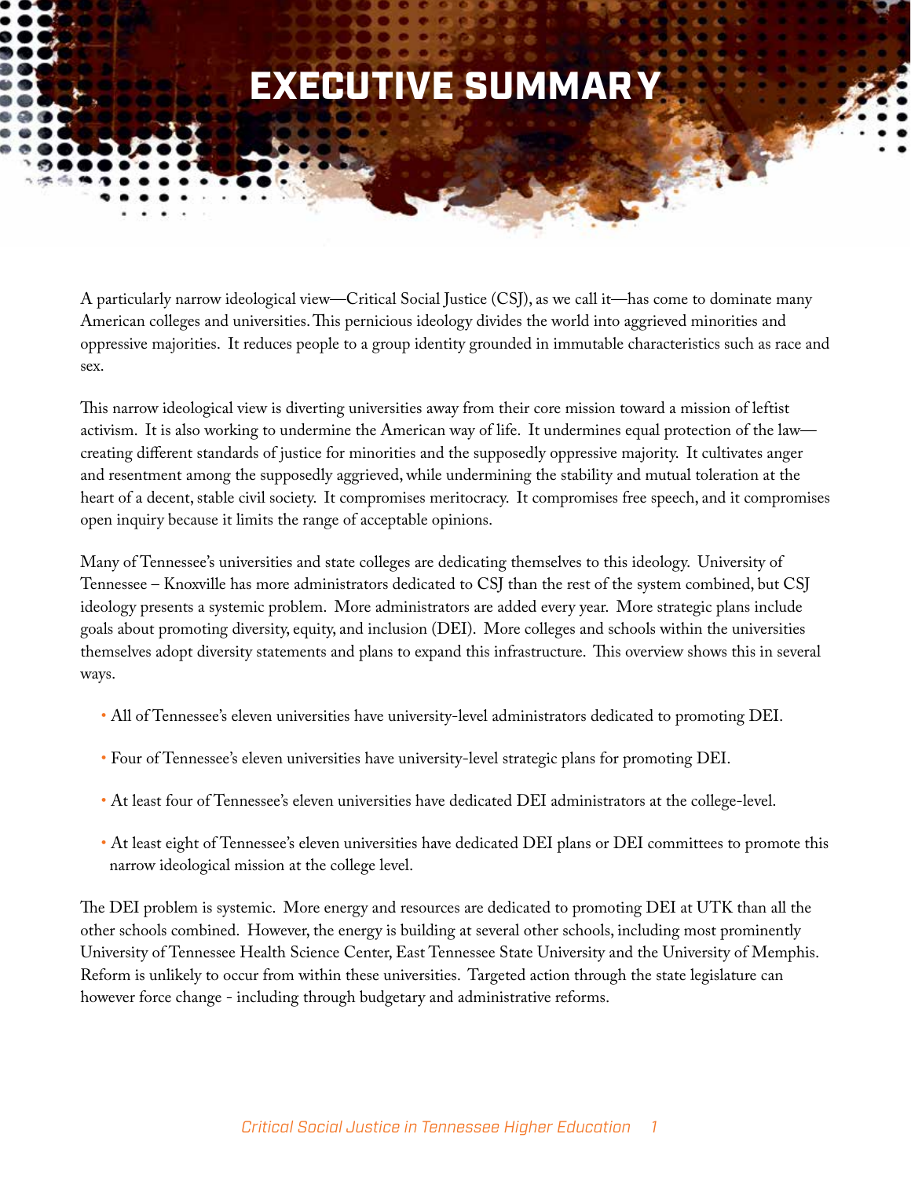# EXECUTIVE SUMMARY

A particularly narrow ideological view—Critical Social Justice (CSJ), as we call it—has come to dominate many American colleges and universities. This pernicious ideology divides the world into aggrieved minorities and oppressive majorities. It reduces people to a group identity grounded in immutable characteristics such as race and sex.

This narrow ideological view is diverting universities away from their core mission toward a mission of leftist activism. It is also working to undermine the American way of life. It undermines equal protection of the law—creating different standards of justice for minorities and the supposedly oppressive majority. It cultivates anger and resentment among the supposedly aggrieved, while undermining the stability and mutual toleration at the heart of a decent, stable civil society. It compromises meritocracy. It compromises free speech, and it compromises open inquiry because it limits the range of acceptable opinions.

Many of Tennessee's universities and state colleges are dedicating themselves to this ideology. University of Tennessee – Knoxville has more administrators dedicated to CSJ than the rest of the system combined, but CSJ ideology presents a systemic problem. More administrators are added every year. More strategic plans include goals about promoting diversity, equity, and inclusion (DEI). More colleges and schools within the universities themselves adopt diversity statements and plans to expand this infrastructure. This overview shows this in several ways.

- All of Tennessee's eleven universities have university-level administrators dedicated to promoting DEI.
- Four of Tennessee's eleven universities have university-level strategic plans for promoting DEI.
- At least four of Tennessee's eleven universities have dedicated DEI administrators at the college-level.
- At least eight of Tennessee's eleven universities have dedicated DEI plans or DEI committees to promote this narrow ideological mission at the college level.

The DEI problem is systemic. More energy and resources are dedicated to promoting DEI at UTK than all the other schools combined. However, the energy is building at several other schools, including most prominently University of Tennessee Health Science Center, East Tennessee State University and the University of Memphis. Reform is unlikely to occur from within these universities. Targeted action through the state legislature can however force change - including through budgetary and administrative reforms.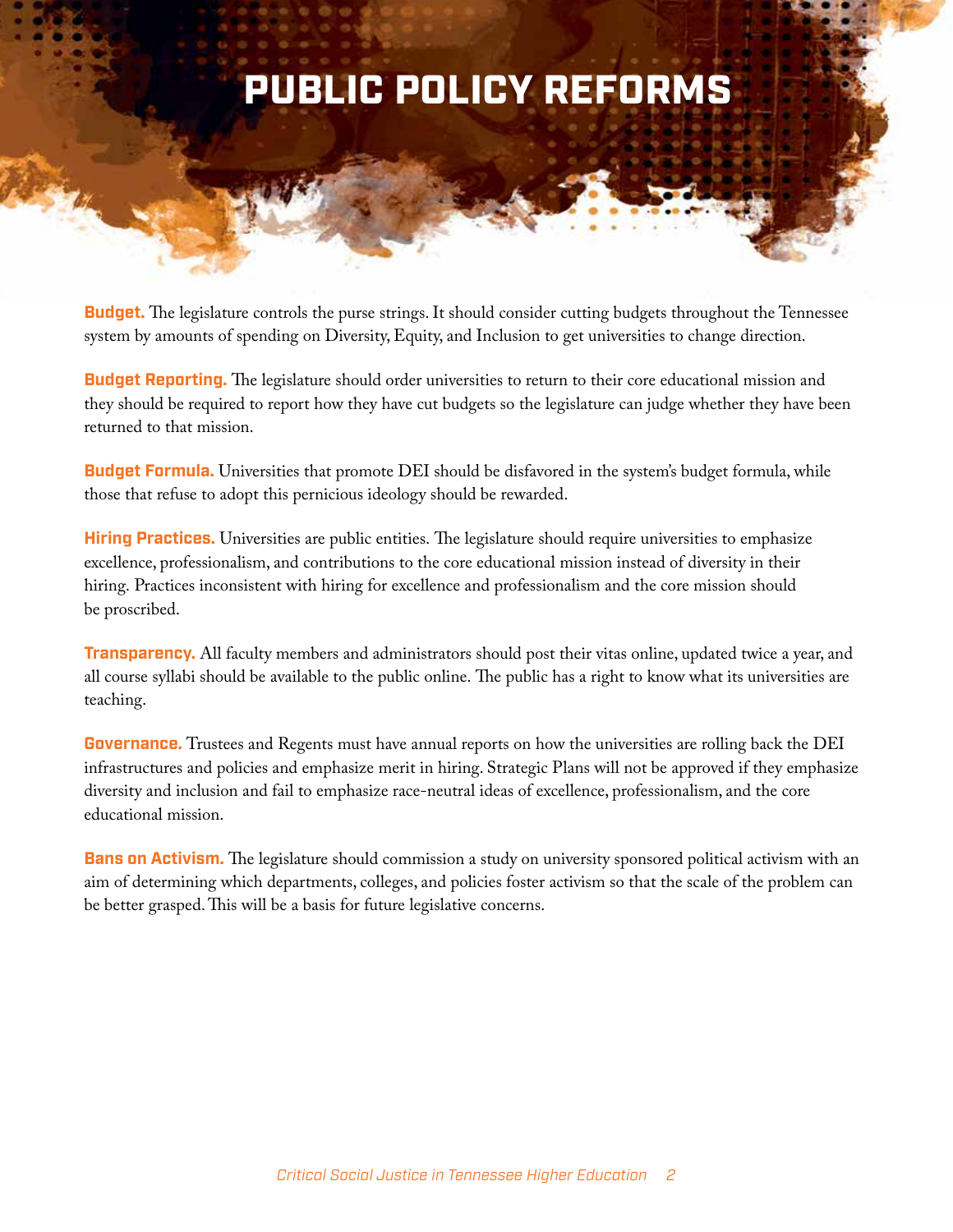# PUBLIC POLICY REFORMS

**Budget.** The legislature controls the purse strings. It should consider cutting budgets throughout the Tennessee system by amounts of spending on Diversity, Equity, and Inclusion to get universities to change direction.

**Budget Reporting.** The legislature should order universities to return to their core educational mission and they should be required to report how they have cut budgets so the legislature can judge whether they have been returned to that mission.

**Budget Formula.** Universities that promote DEI should be disfavored in the system's budget formula, while those that refuse to adopt this pernicious ideology should be rewarded.

**Hiring Practices.** Universities are public entities. The legislature should require universities to emphasize excellence, professionalism, and contributions to the core educational mission instead of diversity in their hiring. Practices inconsistent with hiring for excellence and professionalism and the core mission should be proscribed.

**Transparency.** All faculty members and administrators should post their vitas online, updated twice a year, and all course syllabi should be available to the public online. The public has a right to know what its universities are teaching.

**Governance.** Trustees and Regents must have annual reports on how the universities are rolling back the DEI infrastructures and policies and emphasize merit in hiring. Strategic Plans will not be approved if they emphasize diversity and inclusion and fail to emphasize race-neutral ideas of excellence, professionalism, and the core educational mission.

**Bans on Activism.** The legislature should commission a study on university sponsored political activism with an aim of determining which departments, colleges, and policies foster activism so that the scale of the problem can be better grasped. This will be a basis for future legislative concerns.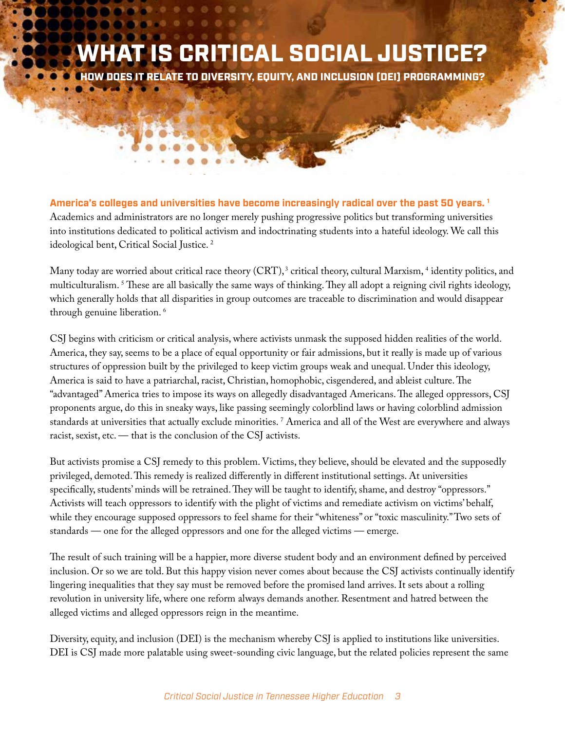# WHAT IS CRITICAL SOCIAL JUSTICE?

## HOW DOES IT RELATE TO DIVERSITY, EQUITY, AND INCLUSION (DEI) PROGRAMMING?

**America's colleges and universities have become increasingly radical over the past 50 years.** [1] Academics and administrators are no longer merely pushing progressive politics but transforming universities into institutions dedicated to political activism and indoctrinating students into a hateful ideology. We call this ideological bent, Critical Social Justice. [2]

Many today are worried about critical race theory (CRT), [3] critical theory, cultural Marxism, [4] identity politics, and multiculturalism. [5] These are all basically the same ways of thinking. They all adopt a reigning civil rights ideology, which generally holds that all disparities in group outcomes are traceable to discrimination and would disappear through genuine liberation. [6]

CSJ begins with criticism or critical analysis, where activists unmask the supposed hidden realities of the world. America, they say, seems to be a place of equal opportunity or fair admissions, but it really is made up of various structures of oppression built by the privileged to keep victim groups weak and unequal. Under this ideology, America is said to have a patriarchal, racist, Christian, homophobic, cisgendered, and ableist culture. The "advantaged" America tries to impose its ways on allegedly disadvantaged Americans. The alleged oppressors, CSJ proponents argue, do this in sneaky ways, like passing seemingly colorblind laws or having colorblind admission standards at universities that actually exclude minorities. [7] America and all of the West are everywhere and always racist, sexist, etc. — that is the conclusion of the CSJ activists.

But activists promise a CSJ remedy to this problem. Victims, they believe, should be elevated and the supposedly privileged, demoted. This remedy is realized differently in different institutional settings. At universities specifically, students' minds will be retrained. They will be taught to identify, shame, and destroy "oppressors." Activists will teach oppressors to identify with the plight of victims and remediate activism on victims' behalf, while they encourage supposed oppressors to feel shame for their "whiteness" or "toxic masculinity." Two sets of standards — one for the alleged oppressors and one for the alleged victims — emerge.

The result of such training will be a happier, more diverse student body and an environment defined by perceived inclusion. Or so we are told. But this happy vision never comes about because the CSJ activists continually identify lingering inequalities that they say must be removed before the promised land arrives. It sets about a rolling revolution in university life, where one reform always demands another. Resentment and hatred between the alleged victims and alleged oppressors reign in the meantime.

Diversity, equity, and inclusion (DEI) is the mechanism whereby CSJ is applied to institutions like universities. DEI is CSJ made more palatable using sweet-sounding civic language, but the related policies represent the same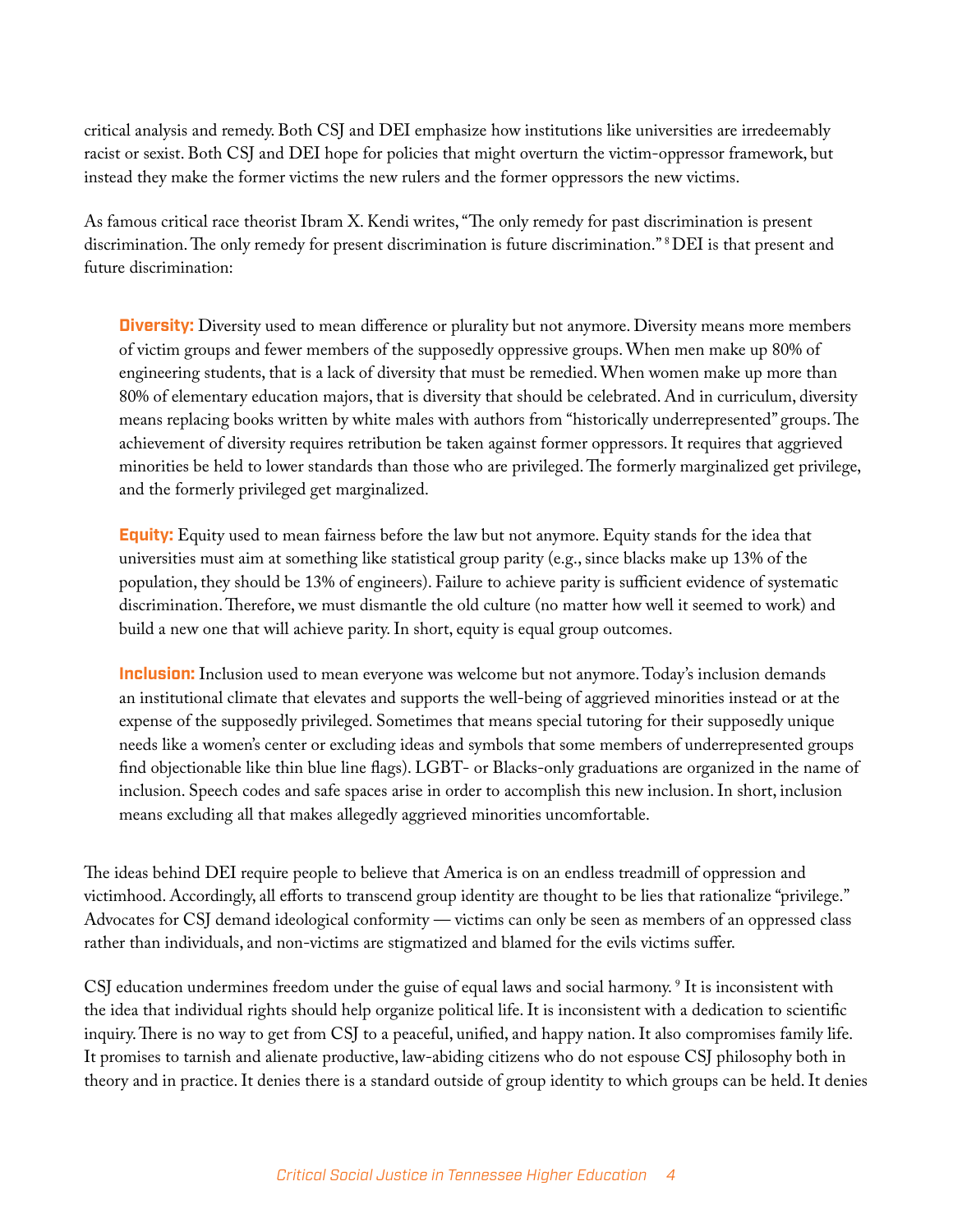critical analysis and remedy. Both CSJ and DEI emphasize how institutions like universities are irredeemably racist or sexist. Both CSJ and DEI hope for policies that might overturn the victim-oppressor framework, but instead they make the former victims the new rulers and the former oppressors the new victims.

As famous critical race theorist Ibram X. Kendi writes, "The only remedy for past discrimination is present discrimination. The only remedy for present discrimination is future discrimination."[8] DEI is that present and future discrimination:

> **Diversity:** Diversity used to mean difference or plurality but not anymore. Diversity means more members of victim groups and fewer members of the supposedly oppressive groups. When men make up 80% of engineering students, that is a lack of diversity that must be remedied. When women make up more than 80% of elementary education majors, that is diversity that should be celebrated. And in curriculum, diversity means replacing books written by white males with authors from "historically underrepresented" groups. The achievement of diversity requires retribution be taken against former oppressors. It requires that aggrieved minorities be held to lower standards than those who are privileged. The formerly marginalized get privilege, and the formerly privileged get marginalized.
>
> **Equity:** Equity used to mean fairness before the law but not anymore. Equity stands for the idea that universities must aim at something like statistical group parity (e.g., since blacks make up 13% of the population, they should be 13% of engineers). Failure to achieve parity is sufficient evidence of systematic discrimination. Therefore, we must dismantle the old culture (no matter how well it seemed to work) and build a new one that will achieve parity. In short, equity is equal group outcomes.
>
> **Inclusion:** Inclusion used to mean everyone was welcome but not anymore. Today's inclusion demands an institutional climate that elevates and supports the well-being of aggrieved minorities instead or at the expense of the supposedly privileged. Sometimes that means special tutoring for their supposedly unique needs like a women's center or excluding ideas and symbols that some members of underrepresented groups find objectionable like thin blue line flags). LGBT- or Blacks-only graduations are organized in the name of inclusion. Speech codes and safe spaces arise in order to accomplish this new inclusion. In short, inclusion means excluding all that makes allegedly aggrieved minorities uncomfortable.

The ideas behind DEI require people to believe that America is on an endless treadmill of oppression and victimhood. Accordingly, all efforts to transcend group identity are thought to be lies that rationalize "privilege." Advocates for CSJ demand ideological conformity — victims can only be seen as members of an oppressed class rather than individuals, and non-victims are stigmatized and blamed for the evils victims suffer.

CSJ education undermines freedom under the guise of equal laws and social harmony.[9] It is inconsistent with the idea that individual rights should help organize political life. It is inconsistent with a dedication to scientific inquiry. There is no way to get from CSJ to a peaceful, unified, and happy nation. It also compromises family life. It promises to tarnish and alienate productive, law-abiding citizens who do not espouse CSJ philosophy both in theory and in practice. It denies there is a standard outside of group identity to which groups can be held. It denies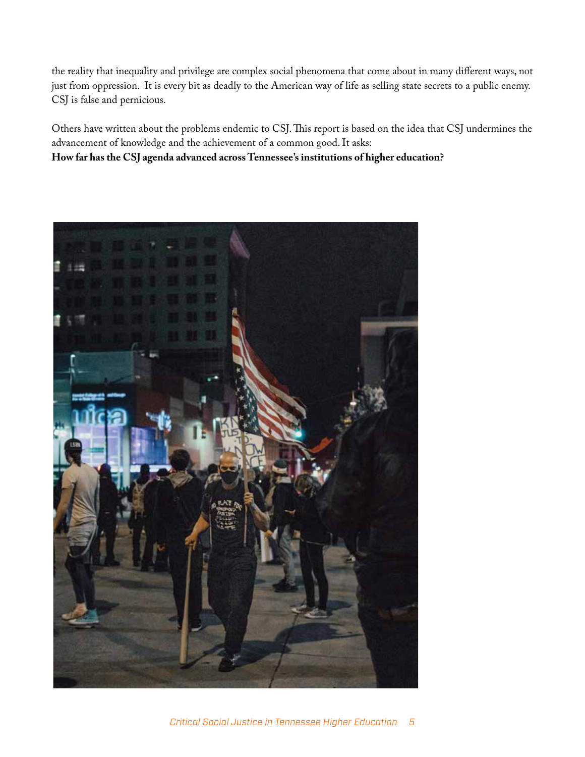the reality that inequality and privilege are complex social phenomena that come about in many different ways, not just from oppression. It is every bit as deadly to the American way of life as selling state secrets to a public enemy. CSJ is false and pernicious.

Others have written about the problems endemic to CSJ. This report is based on the idea that CSJ undermines the advancement of knowledge and the achievement of a common good. It asks:

**How far has the CSJ agenda advanced across Tennessee's institutions of higher education?**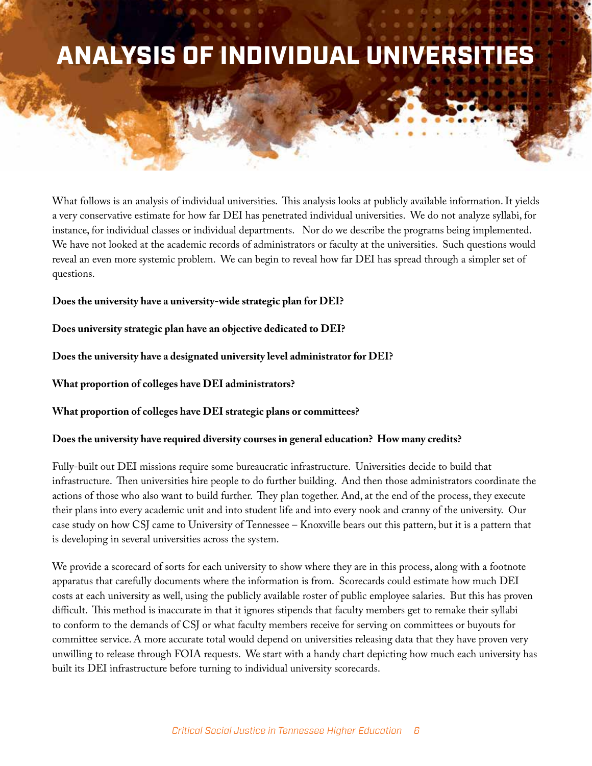# ANALYSIS OF INDIVIDUAL UNIVERSITIES

What follows is an analysis of individual universities. This analysis looks at publicly available information. It yields a very conservative estimate for how far DEI has penetrated individual universities. We do not analyze syllabi, for instance, for individual classes or individual departments. Nor do we describe the programs being implemented. We have not looked at the academic records of administrators or faculty at the universities. Such questions would reveal an even more systemic problem. We can begin to reveal how far DEI has spread through a simpler set of questions.

**Does the university have a university-wide strategic plan for DEI?**

**Does university strategic plan have an objective dedicated to DEI?**

**Does the university have a designated university level administrator for DEI?**

**What proportion of colleges have DEI administrators?**

**What proportion of colleges have DEI strategic plans or committees?**

**Does the university have required diversity courses in general education? How many credits?**

Fully-built out DEI missions require some bureaucratic infrastructure. Universities decide to build that infrastructure. Then universities hire people to do further building. And then those administrators coordinate the actions of those who also want to build further. They plan together. And, at the end of the process, they execute their plans into every academic unit and into student life and into every nook and cranny of the university. Our case study on how CSJ came to University of Tennessee – Knoxville bears out this pattern, but it is a pattern that is developing in several universities across the system.

We provide a scorecard of sorts for each university to show where they are in this process, along with a footnote apparatus that carefully documents where the information is from. Scorecards could estimate how much DEI costs at each university as well, using the publicly available roster of public employee salaries. But this has proven difficult. This method is inaccurate in that it ignores stipends that faculty members get to remake their syllabi to conform to the demands of CSJ or what faculty members receive for serving on committees or buyouts for committee service. A more accurate total would depend on universities releasing data that they have proven very unwilling to release through FOIA requests. We start with a handy chart depicting how much each university has built its DEI infrastructure before turning to individual university scorecards.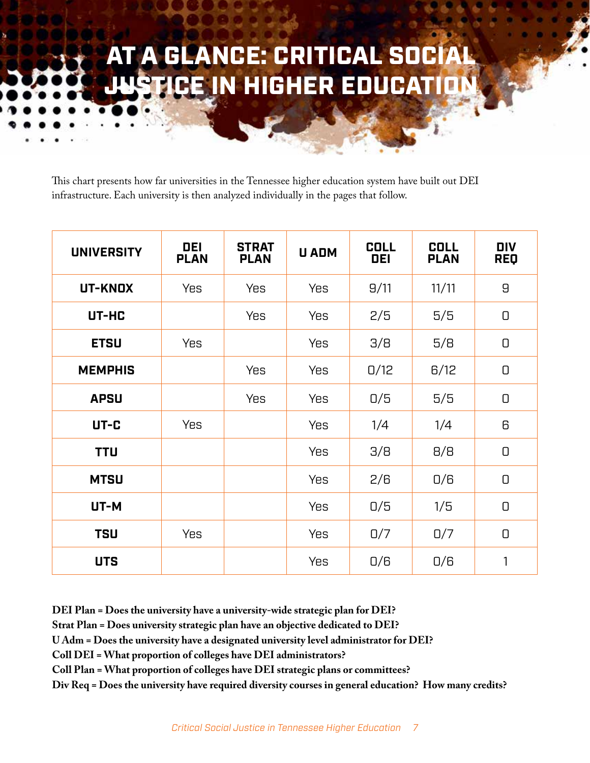# AT A GLANCE: CRITICAL SOCIAL JUSTICE IN HIGHER EDUCATION

This chart presents how far universities in the Tennessee higher education system have built out DEI infrastructure. Each university is then analyzed individually in the pages that follow.

| UNIVERSITY | DEI PLAN | STRAT PLAN | U ADM | COLL DEI | COLL PLAN | DIV REQ |
|---|---|---|---|---|---|---|
| UT-KNOX | Yes | Yes | Yes | 9/11 | 11/11 | 9 |
| UT-HC | | Yes | Yes | 2/5 | 5/5 | 0 |
| ETSU | Yes | | Yes | 3/8 | 5/8 | 0 |
| MEMPHIS | | Yes | Yes | 0/12 | 6/12 | 0 |
| APSU | | Yes | Yes | 0/5 | 5/5 | 0 |
| UT-C | Yes | | Yes | 1/4 | 1/4 | 6 |
| TTU | | | Yes | 3/8 | 8/8 | 0 |
| MTSU | | | Yes | 2/6 | 0/6 | 0 |
| UT-M | | | Yes | 0/5 | 1/5 | 0 |
| TSU | Yes | | Yes | 0/7 | 0/7 | 0 |
| UTS | | | Yes | 0/6 | 0/6 | 1 |

**DEI Plan = Does the university have a university-wide strategic plan for DEI?**
**Strat Plan = Does university strategic plan have an objective dedicated to DEI?**
**U Adm = Does the university have a designated university level administrator for DEI?**
**Coll DEI = What proportion of colleges have DEI administrators?**
**Coll Plan = What proportion of colleges have DEI strategic plans or committees?**
**Div Req = Does the university have required diversity courses in general education? How many credits?**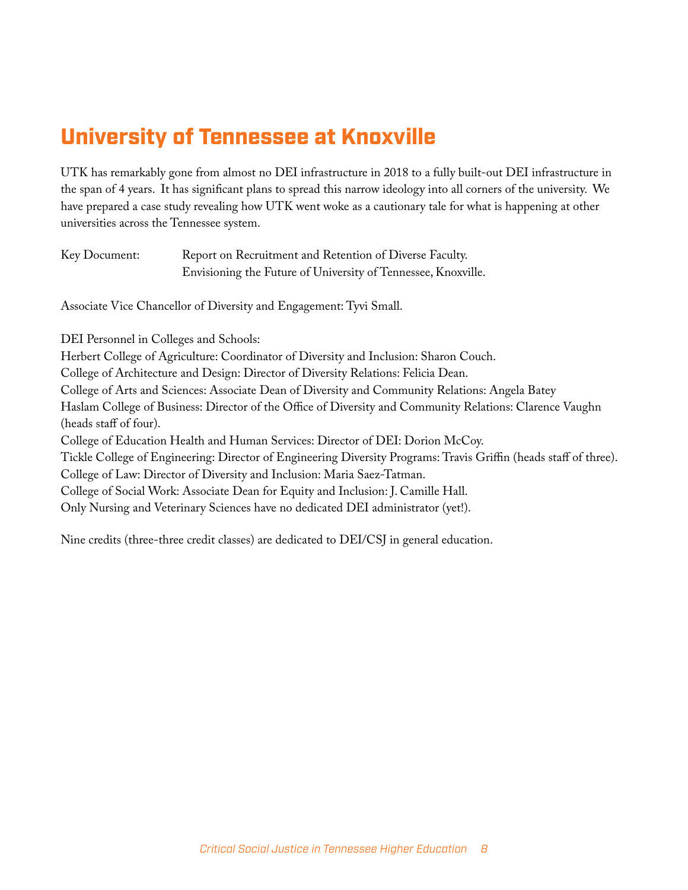# University of Tennessee at Knoxville

UTK has remarkably gone from almost no DEI infrastructure in 2018 to a fully built-out DEI infrastructure in the span of 4 years. It has significant plans to spread this narrow ideology into all corners of the university. We have prepared a case study revealing how UTK went woke as a cautionary tale for what is happening at other universities across the Tennessee system.

Key Document: Report on Recruitment and Retention of Diverse Faculty.
Envisioning the Future of University of Tennessee, Knoxville.

Associate Vice Chancellor of Diversity and Engagement: Tyvi Small.

DEI Personnel in Colleges and Schools:
Herbert College of Agriculture: Coordinator of Diversity and Inclusion: Sharon Couch.
College of Architecture and Design: Director of Diversity Relations: Felicia Dean.
College of Arts and Sciences: Associate Dean of Diversity and Community Relations: Angela Batey
Haslam College of Business: Director of the Office of Diversity and Community Relations: Clarence Vaughn (heads staff of four).
College of Education Health and Human Services: Director of DEI: Dorion McCoy.
Tickle College of Engineering: Director of Engineering Diversity Programs: Travis Griffin (heads staff of three).
College of Law: Director of Diversity and Inclusion: Maria Saez-Tatman.
College of Social Work: Associate Dean for Equity and Inclusion: J. Camille Hall.
Only Nursing and Veterinary Sciences have no dedicated DEI administrator (yet!).

Nine credits (three-three credit classes) are dedicated to DEI/CSJ in general education.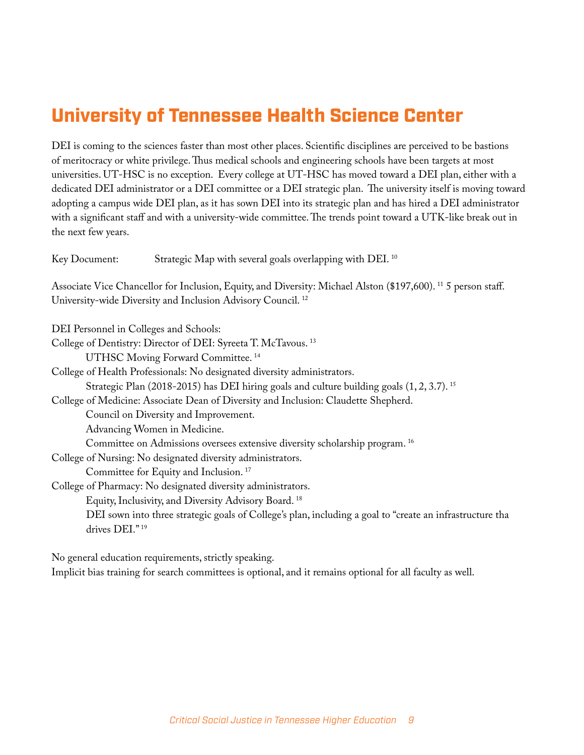# University of Tennessee Health Science Center

DEI is coming to the sciences faster than most other places. Scientific disciplines are perceived to be bastions of meritocracy or white privilege. Thus medical schools and engineering schools have been targets at most universities. UT-HSC is no exception. Every college at UT-HSC has moved toward a DEI plan, either with a dedicated DEI administrator or a DEI committee or a DEI strategic plan. The university itself is moving toward adopting a campus wide DEI plan, as it has sown DEI into its strategic plan and has hired a DEI administrator with a significant staff and with a university-wide committee. The trends point toward a UTK-like break out in the next few years.

Key Document: Strategic Map with several goals overlapping with DEI. [10]

Associate Vice Chancellor for Inclusion, Equity, and Diversity: Michael Alston ($197,600). [11] 5 person staff. University-wide Diversity and Inclusion Advisory Council. [12]

DEI Personnel in Colleges and Schools:

College of Dentistry: Director of DEI: Syreeta T. McTavous. [13]
- UTHSC Moving Forward Committee. [14]

College of Health Professionals: No designated diversity administrators.
- Strategic Plan (2018-2015) has DEI hiring goals and culture building goals (1, 2, 3.7). [15]

College of Medicine: Associate Dean of Diversity and Inclusion: Claudette Shepherd.
- Council on Diversity and Improvement.
- Advancing Women in Medicine.
- Committee on Admissions oversees extensive diversity scholarship program. [16]

College of Nursing: No designated diversity administrators.
- Committee for Equity and Inclusion. [17]

College of Pharmacy: No designated diversity administrators.
- Equity, Inclusivity, and Diversity Advisory Board. [18]
- DEI sown into three strategic goals of College's plan, including a goal to "create an infrastructure tha drives DEI." [19]

No general education requirements, strictly speaking.
Implicit bias training for search committees is optional, and it remains optional for all faculty as well.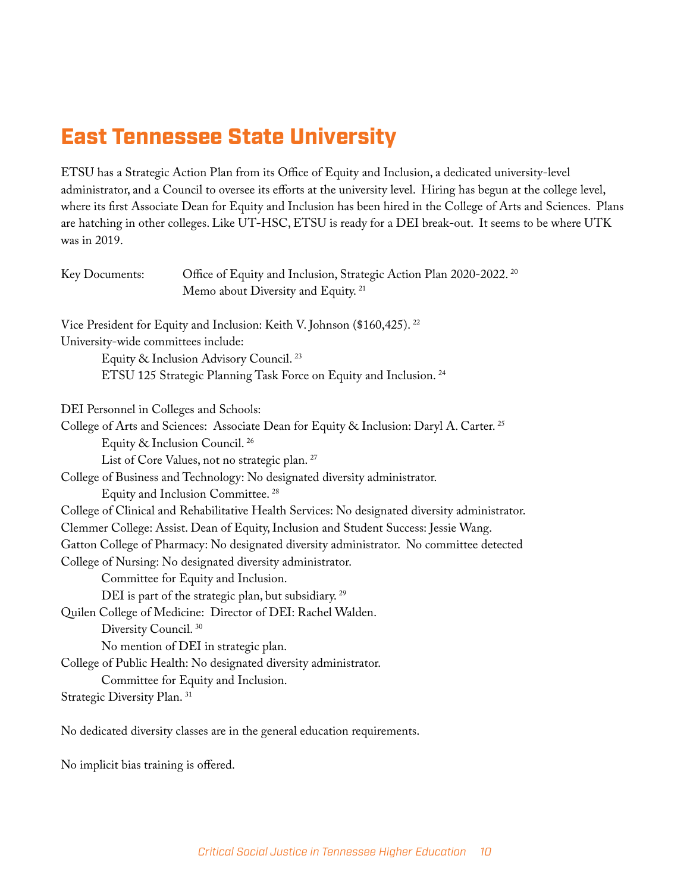# East Tennessee State University

ETSU has a Strategic Action Plan from its Office of Equity and Inclusion, a dedicated university-level administrator, and a Council to oversee its efforts at the university level. Hiring has begun at the college level, where its first Associate Dean for Equity and Inclusion has been hired in the College of Arts and Sciences. Plans are hatching in other colleges. Like UT-HSC, ETSU is ready for a DEI break-out. It seems to be where UTK was in 2019.

Key Documents: Office of Equity and Inclusion, Strategic Action Plan 2020-2022.[20]
Memo about Diversity and Equity.[21]

Vice President for Equity and Inclusion: Keith V. Johnson ($160,425).[22]
University-wide committees include:
- Equity & Inclusion Advisory Council.[23]
- ETSU 125 Strategic Planning Task Force on Equity and Inclusion.[24]

DEI Personnel in Colleges and Schools:

College of Arts and Sciences: Associate Dean for Equity & Inclusion: Daryl A. Carter.[25]
- Equity & Inclusion Council.[26]
- List of Core Values, not no strategic plan.[27]

College of Business and Technology: No designated diversity administrator.
- Equity and Inclusion Committee.[28]

College of Clinical and Rehabilitative Health Services: No designated diversity administrator.

Clemmer College: Assist. Dean of Equity, Inclusion and Student Success: Jessie Wang.

Gatton College of Pharmacy: No designated diversity administrator. No committee detected

College of Nursing: No designated diversity administrator.
- Committee for Equity and Inclusion.
- DEI is part of the strategic plan, but subsidiary.[29]

Quilen College of Medicine: Director of DEI: Rachel Walden.
- Diversity Council.[30]
- No mention of DEI in strategic plan.

College of Public Health: No designated diversity administrator.
- Committee for Equity and Inclusion.

Strategic Diversity Plan.[31]

No dedicated diversity classes are in the general education requirements.

No implicit bias training is offered.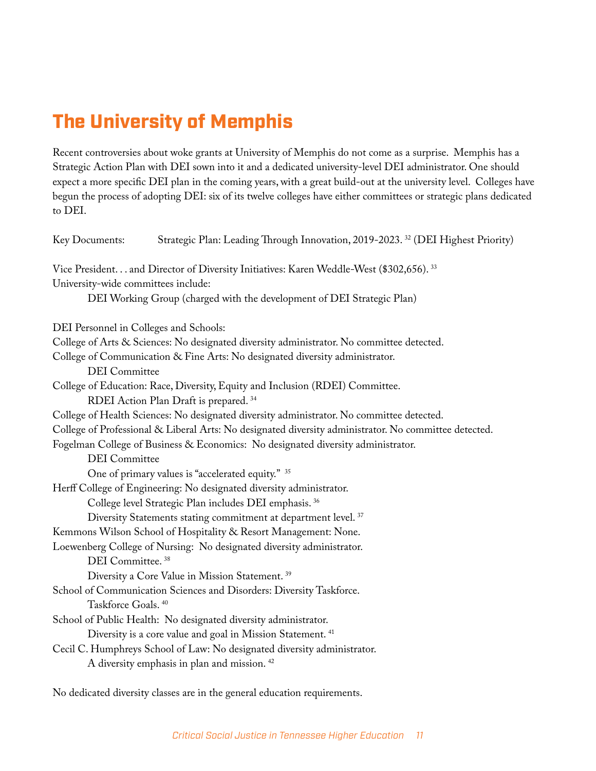# The University of Memphis

Recent controversies about woke grants at University of Memphis do not come as a surprise. Memphis has a Strategic Action Plan with DEI sown into it and a dedicated university-level DEI administrator. One should expect a more specific DEI plan in the coming years, with a great build-out at the university level. Colleges have begun the process of adopting DEI: six of its twelve colleges have either committees or strategic plans dedicated to DEI.

Key Documents: Strategic Plan: Leading Through Innovation, 2019-2023. [32] (DEI Highest Priority)

Vice President. . . and Director of Diversity Initiatives: Karen Weddle-West ($302,656). [33]

University-wide committees include:

- DEI Working Group (charged with the development of DEI Strategic Plan)

DEI Personnel in Colleges and Schools:

College of Arts & Sciences: No designated diversity administrator. No committee detected.

College of Communication & Fine Arts: No designated diversity administrator.

- DEI Committee

College of Education: Race, Diversity, Equity and Inclusion (RDEI) Committee.

- RDEI Action Plan Draft is prepared. [34]

College of Health Sciences: No designated diversity administrator. No committee detected.

College of Professional & Liberal Arts: No designated diversity administrator. No committee detected.

Fogelman College of Business & Economics: No designated diversity administrator.

- DEI Committee
- One of primary values is "accelerated equity." [35]

Herff College of Engineering: No designated diversity administrator.

- College level Strategic Plan includes DEI emphasis. [36]
- Diversity Statements stating commitment at department level. [37]

Kemmons Wilson School of Hospitality & Resort Management: None.

Loewenberg College of Nursing: No designated diversity administrator.

- DEI Committee. [38]
- Diversity a Core Value in Mission Statement. [39]

School of Communication Sciences and Disorders: Diversity Taskforce.

- Taskforce Goals. [40]

School of Public Health: No designated diversity administrator.

- Diversity is a core value and goal in Mission Statement. [41]

Cecil C. Humphreys School of Law: No designated diversity administrator.

- A diversity emphasis in plan and mission. [42]

No dedicated diversity classes are in the general education requirements.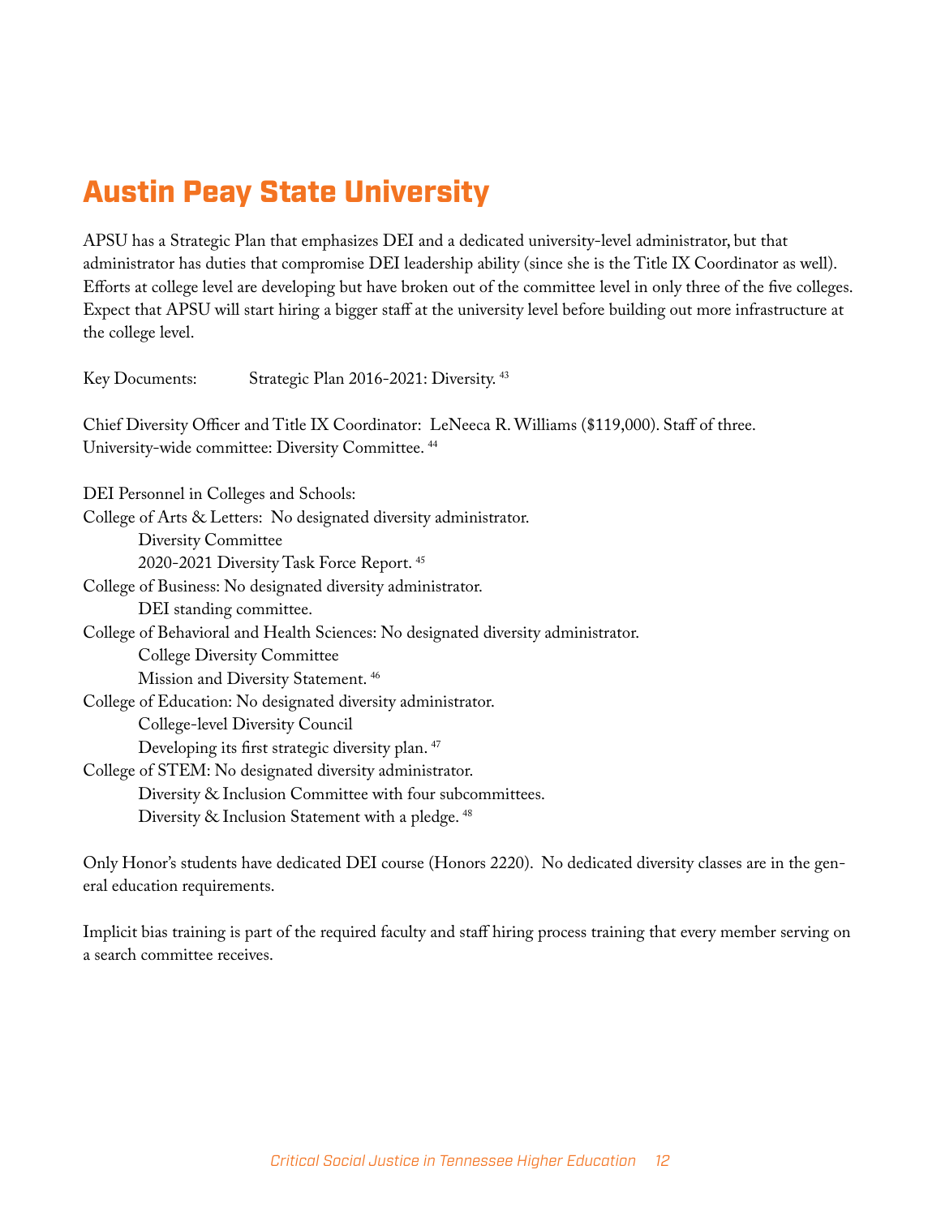# Austin Peay State University

APSU has a Strategic Plan that emphasizes DEI and a dedicated university-level administrator, but that administrator has duties that compromise DEI leadership ability (since she is the Title IX Coordinator as well). Efforts at college level are developing but have broken out of the committee level in only three of the five colleges. Expect that APSU will start hiring a bigger staff at the university level before building out more infrastructure at the college level.

Key Documents: Strategic Plan 2016-2021: Diversity. [43]

Chief Diversity Officer and Title IX Coordinator: LeNeeca R. Williams ($119,000). Staff of three.
University-wide committee: Diversity Committee. [44]

DEI Personnel in Colleges and Schools:

College of Arts & Letters: No designated diversity administrator.
- Diversity Committee
- 2020-2021 Diversity Task Force Report. [45]

College of Business: No designated diversity administrator.
- DEI standing committee.

College of Behavioral and Health Sciences: No designated diversity administrator.
- College Diversity Committee
- Mission and Diversity Statement. [46]

College of Education: No designated diversity administrator.
- College-level Diversity Council
- Developing its first strategic diversity plan. [47]

College of STEM: No designated diversity administrator.
- Diversity & Inclusion Committee with four subcommittees.
- Diversity & Inclusion Statement with a pledge. [48]

Only Honor's students have dedicated DEI course (Honors 2220). No dedicated diversity classes are in the general education requirements.

Implicit bias training is part of the required faculty and staff hiring process training that every member serving on a search committee receives.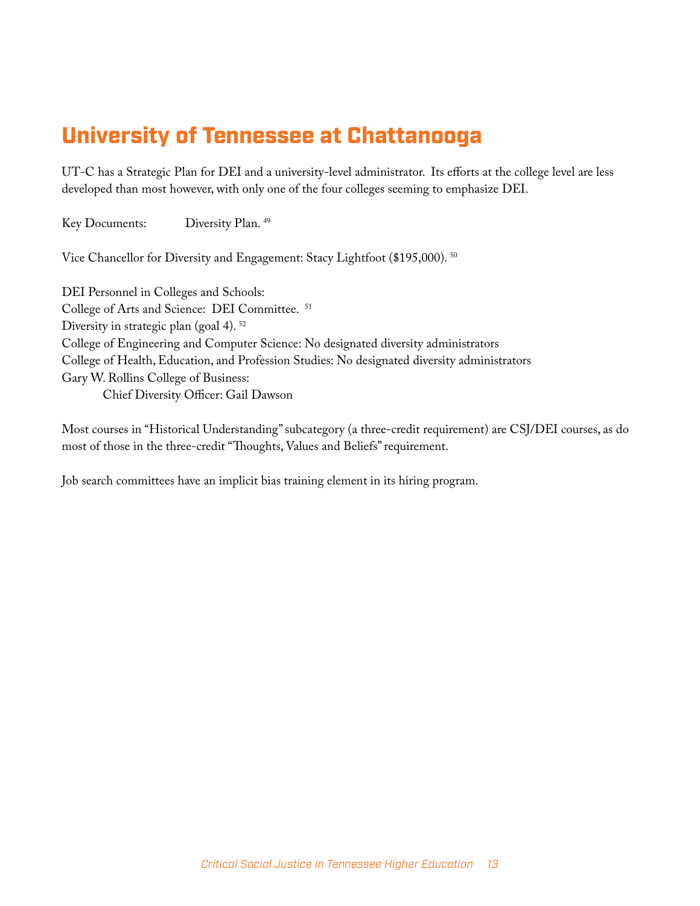# University of Tennessee at Chattanooga

UT-C has a Strategic Plan for DEI and a university-level administrator. Its efforts at the college level are less developed than most however, with only one of the four colleges seeming to emphasize DEI.

Key Documents: Diversity Plan. [49]

Vice Chancellor for Diversity and Engagement: Stacy Lightfoot ($195,000). [50]

DEI Personnel in Colleges and Schools:
College of Arts and Science: DEI Committee. [51]
Diversity in strategic plan (goal 4). [52]
College of Engineering and Computer Science: No designated diversity administrators
College of Health, Education, and Profession Studies: No designated diversity administrators
Gary W. Rollins College of Business:
    Chief Diversity Officer: Gail Dawson

Most courses in "Historical Understanding" subcategory (a three-credit requirement) are CSJ/DEI courses, as do most of those in the three-credit "Thoughts, Values and Beliefs" requirement.

Job search committees have an implicit bias training element in its hiring program.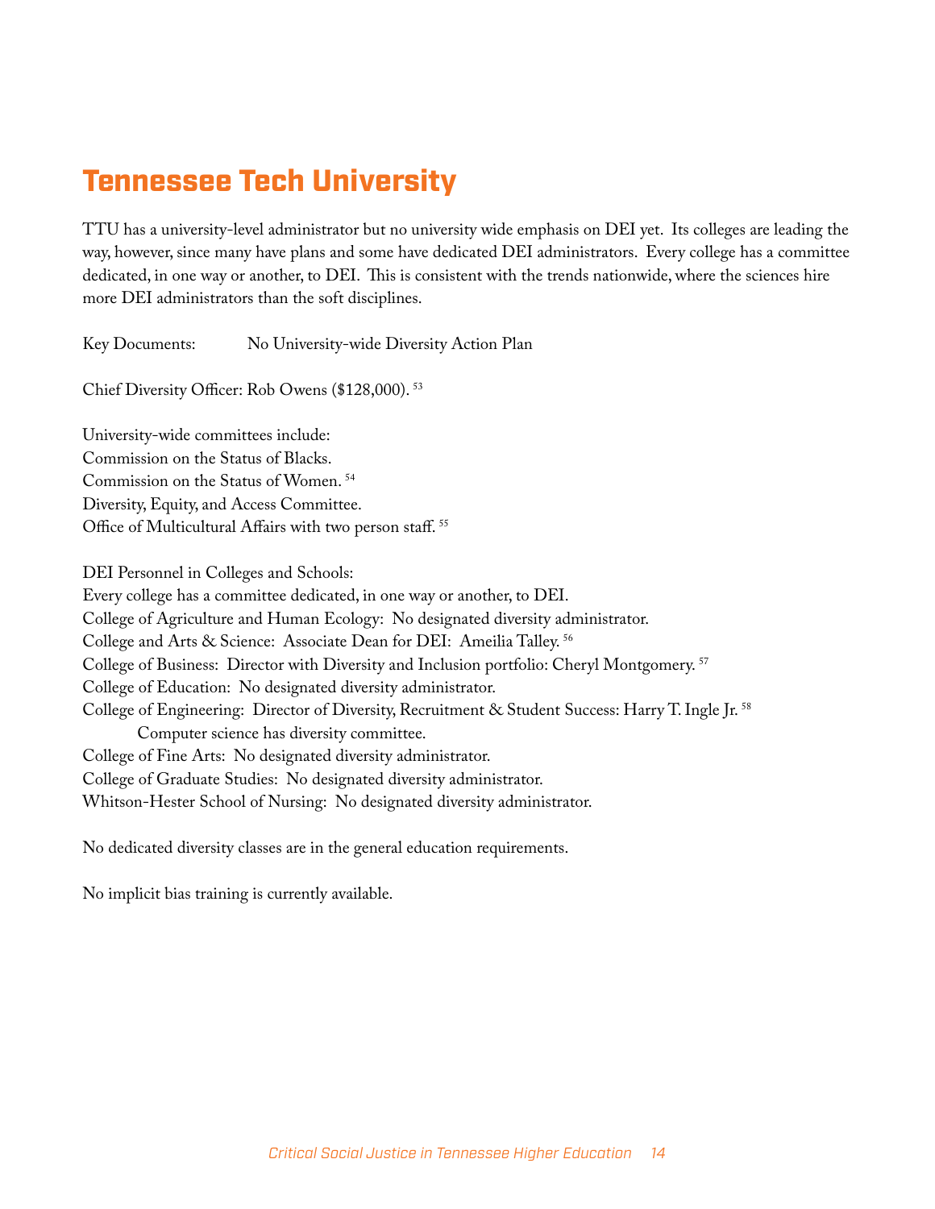# Tennessee Tech University

TTU has a university-level administrator but no university wide emphasis on DEI yet. Its colleges are leading the way, however, since many have plans and some have dedicated DEI administrators. Every college has a committee dedicated, in one way or another, to DEI. This is consistent with the trends nationwide, where the sciences hire more DEI administrators than the soft disciplines.

Key Documents: No University-wide Diversity Action Plan

Chief Diversity Officer: Rob Owens ($128,000). [53]

University-wide committees include:
Commission on the Status of Blacks.
Commission on the Status of Women. [54]
Diversity, Equity, and Access Committee.
Office of Multicultural Affairs with two person staff. [55]

DEI Personnel in Colleges and Schools:
Every college has a committee dedicated, in one way or another, to DEI.
College of Agriculture and Human Ecology: No designated diversity administrator.
College and Arts & Science: Associate Dean for DEI: Ameilia Talley. [56]
College of Business: Director with Diversity and Inclusion portfolio: Cheryl Montgomery. [57]
College of Education: No designated diversity administrator.
College of Engineering: Director of Diversity, Recruitment & Student Success: Harry T. Ingle Jr. [58]
 Computer science has diversity committee.
College of Fine Arts: No designated diversity administrator.
College of Graduate Studies: No designated diversity administrator.
Whitson-Hester School of Nursing: No designated diversity administrator.

No dedicated diversity classes are in the general education requirements.

No implicit bias training is currently available.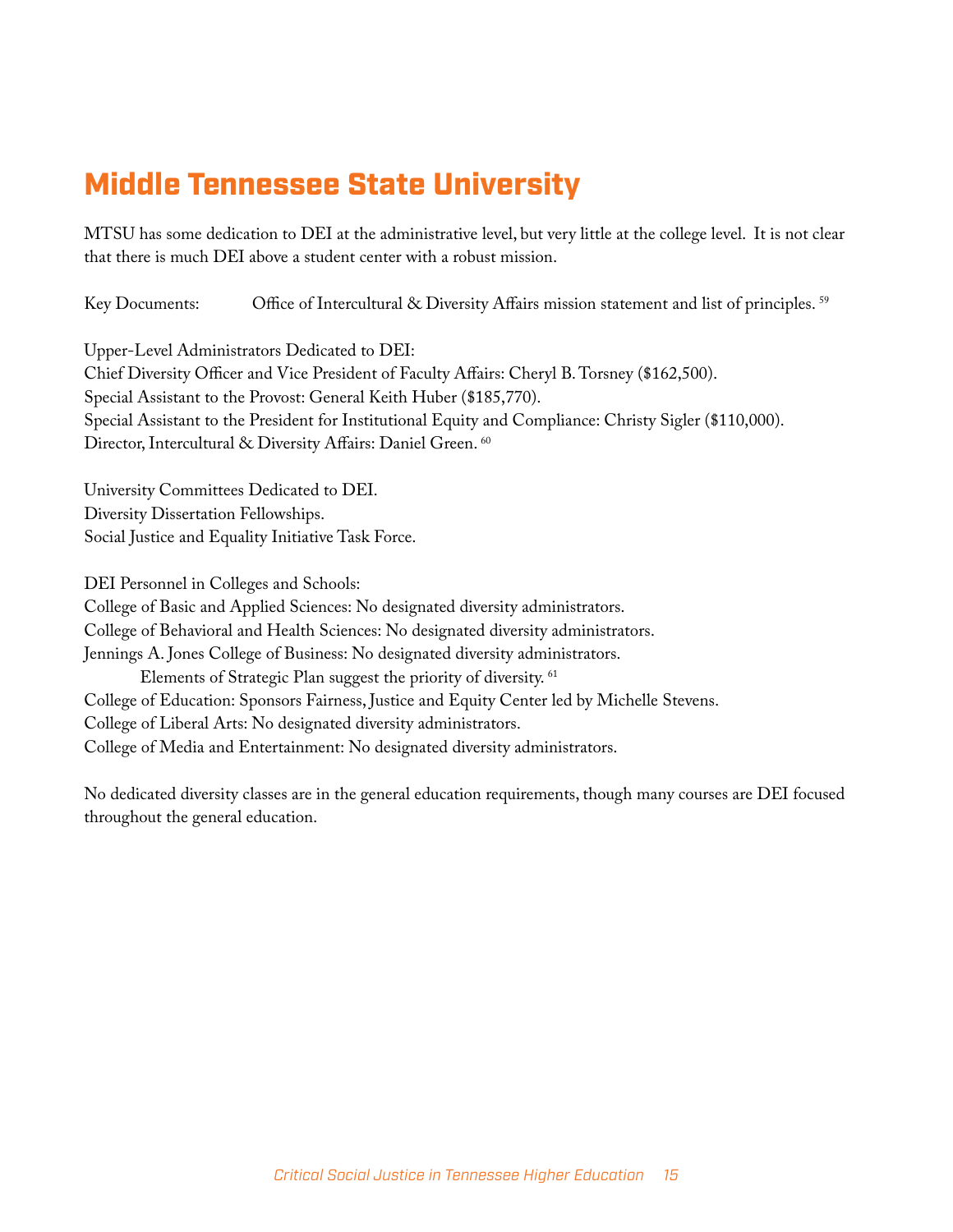# Middle Tennessee State University

MTSU has some dedication to DEI at the administrative level, but very little at the college level. It is not clear that there is much DEI above a student center with a robust mission.

Key Documents: Office of Intercultural & Diversity Affairs mission statement and list of principles. [59]

Upper-Level Administrators Dedicated to DEI:
Chief Diversity Officer and Vice President of Faculty Affairs: Cheryl B. Torsney ($162,500).
Special Assistant to the Provost: General Keith Huber ($185,770).
Special Assistant to the President for Institutional Equity and Compliance: Christy Sigler ($110,000).
Director, Intercultural & Diversity Affairs: Daniel Green. [60]

University Committees Dedicated to DEI.
Diversity Dissertation Fellowships.
Social Justice and Equality Initiative Task Force.

DEI Personnel in Colleges and Schools:
College of Basic and Applied Sciences: No designated diversity administrators.
College of Behavioral and Health Sciences: No designated diversity administrators.
Jennings A. Jones College of Business: No designated diversity administrators.
  Elements of Strategic Plan suggest the priority of diversity. [61]
College of Education: Sponsors Fairness, Justice and Equity Center led by Michelle Stevens.
College of Liberal Arts: No designated diversity administrators.
College of Media and Entertainment: No designated diversity administrators.

No dedicated diversity classes are in the general education requirements, though many courses are DEI focused throughout the general education.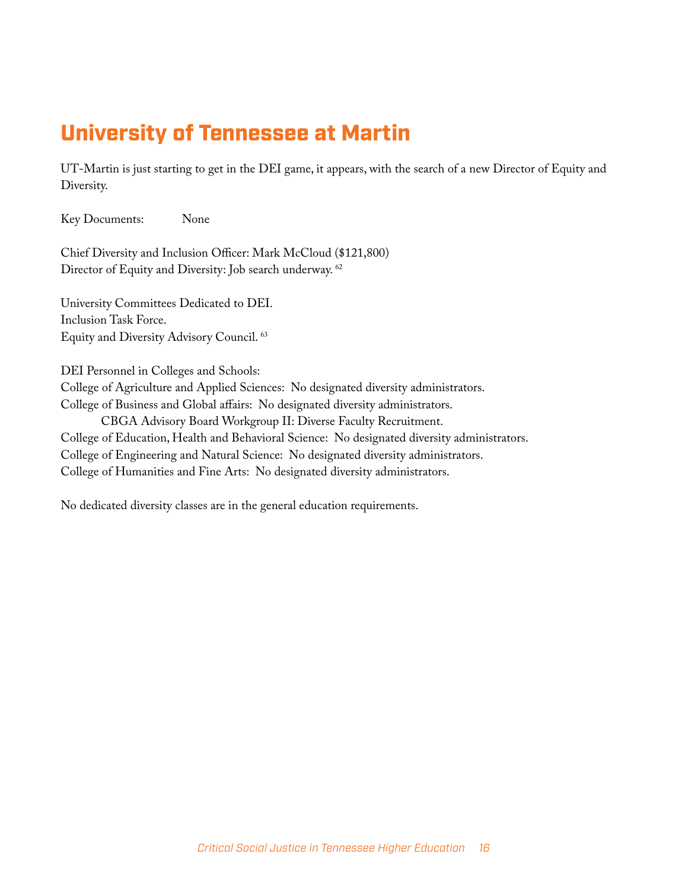# University of Tennessee at Martin

UT-Martin is just starting to get in the DEI game, it appears, with the search of a new Director of Equity and Diversity.

Key Documents: None

Chief Diversity and Inclusion Officer: Mark McCloud ($121,800)
Director of Equity and Diversity: Job search underway. [62]

University Committees Dedicated to DEI.
Inclusion Task Force.
Equity and Diversity Advisory Council. [63]

DEI Personnel in Colleges and Schools:
College of Agriculture and Applied Sciences: No designated diversity administrators.
College of Business and Global affairs: No designated diversity administrators.
  CBGA Advisory Board Workgroup II: Diverse Faculty Recruitment.
College of Education, Health and Behavioral Science: No designated diversity administrators.
College of Engineering and Natural Science: No designated diversity administrators.
College of Humanities and Fine Arts: No designated diversity administrators.

No dedicated diversity classes are in the general education requirements.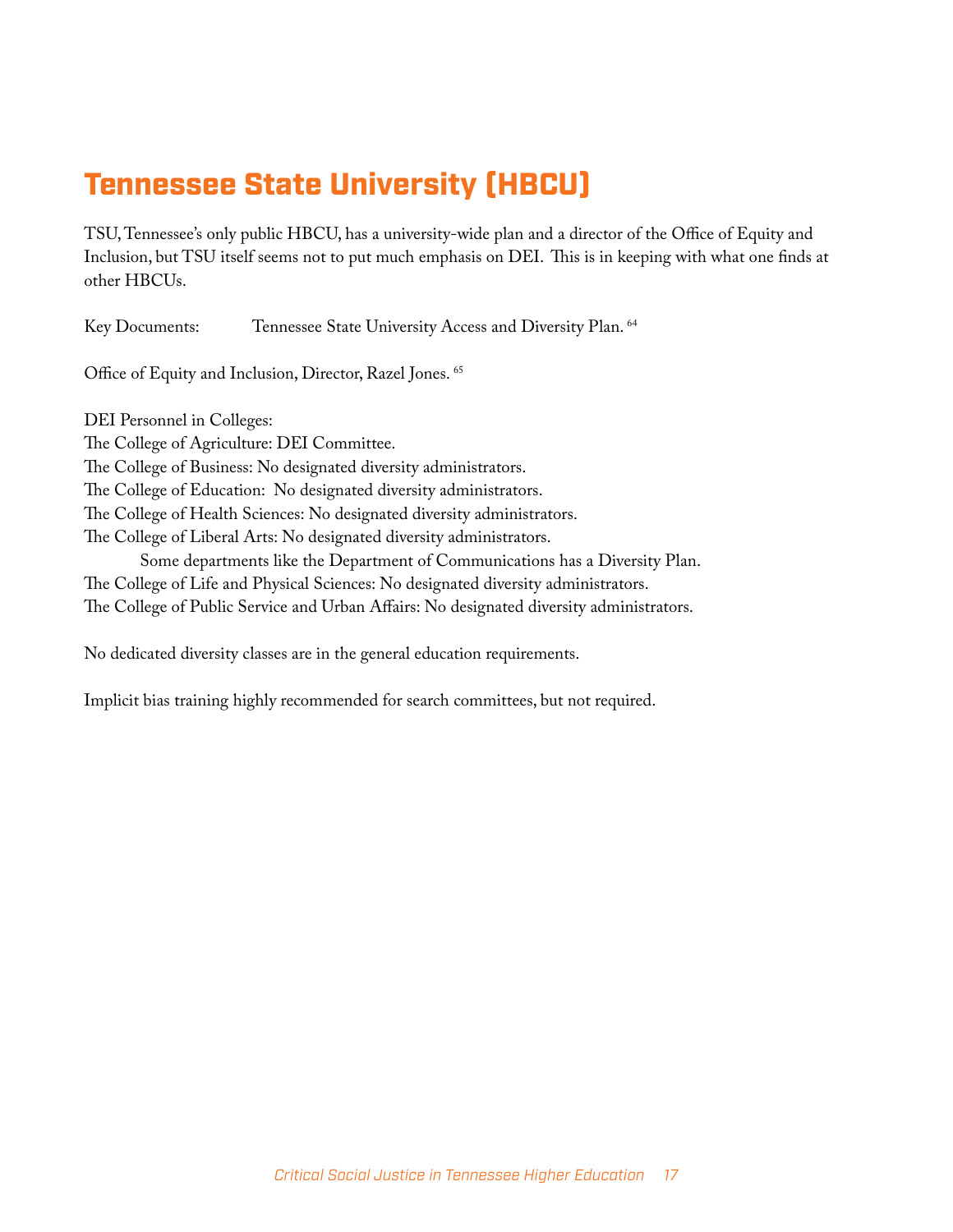# Tennessee State University (HBCU)

TSU, Tennessee's only public HBCU, has a university-wide plan and a director of the Office of Equity and Inclusion, but TSU itself seems not to put much emphasis on DEI. This is in keeping with what one finds at other HBCUs.

Key Documents: Tennessee State University Access and Diversity Plan. [64]

Office of Equity and Inclusion, Director, Razel Jones. [65]

DEI Personnel in Colleges:
The College of Agriculture: DEI Committee.
The College of Business: No designated diversity administrators.
The College of Education: No designated diversity administrators.
The College of Health Sciences: No designated diversity administrators.
The College of Liberal Arts: No designated diversity administrators.
Some departments like the Department of Communications has a Diversity Plan.
The College of Life and Physical Sciences: No designated diversity administrators.
The College of Public Service and Urban Affairs: No designated diversity administrators.

No dedicated diversity classes are in the general education requirements.

Implicit bias training highly recommended for search committees, but not required.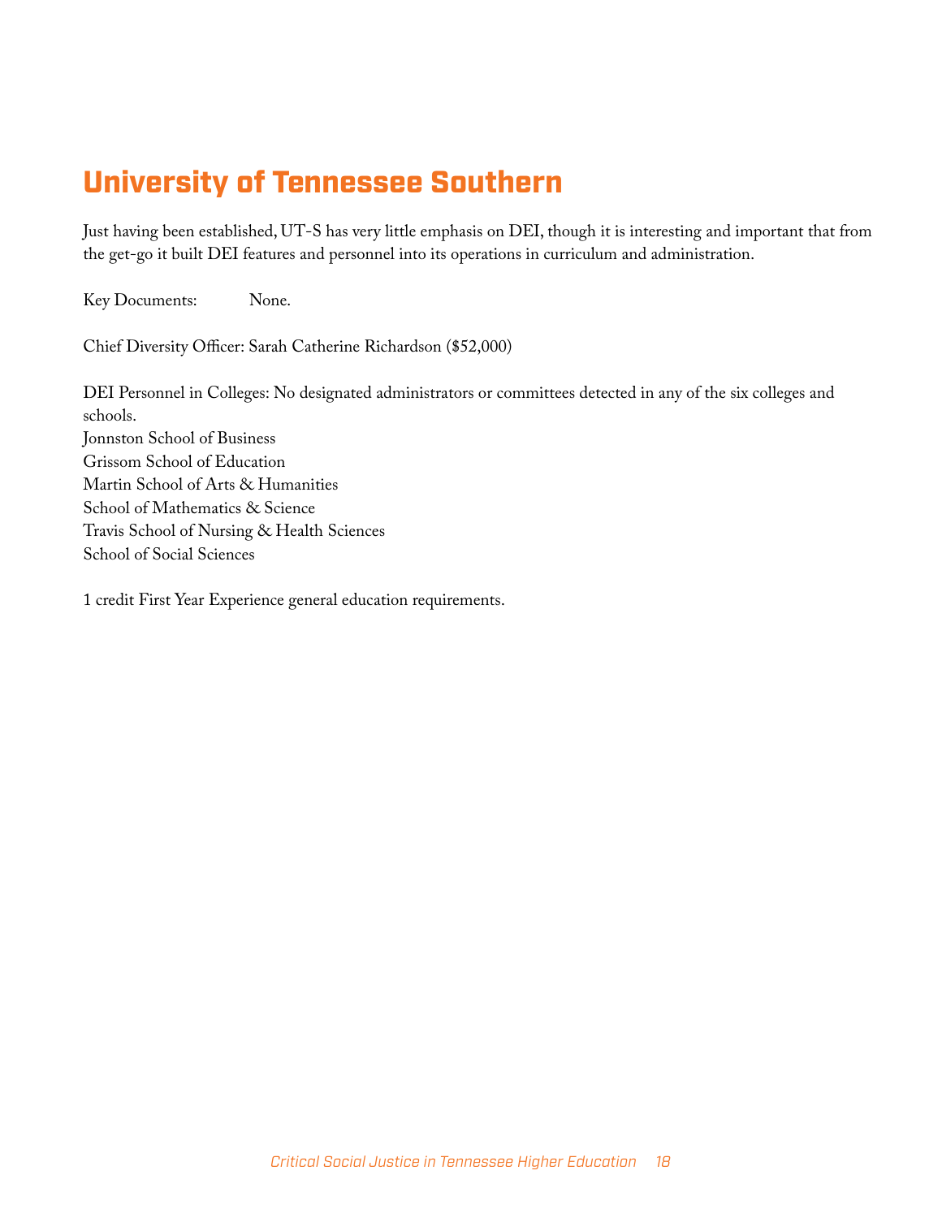# University of Tennessee Southern

Just having been established, UT-S has very little emphasis on DEI, though it is interesting and important that from the get-go it built DEI features and personnel into its operations in curriculum and administration.

Key Documents: None.

Chief Diversity Officer: Sarah Catherine Richardson ($52,000)

DEI Personnel in Colleges: No designated administrators or committees detected in any of the six colleges and schools.
Jonnston School of Business
Grissom School of Education
Martin School of Arts & Humanities
School of Mathematics & Science
Travis School of Nursing & Health Sciences
School of Social Sciences

1 credit First Year Experience general education requirements.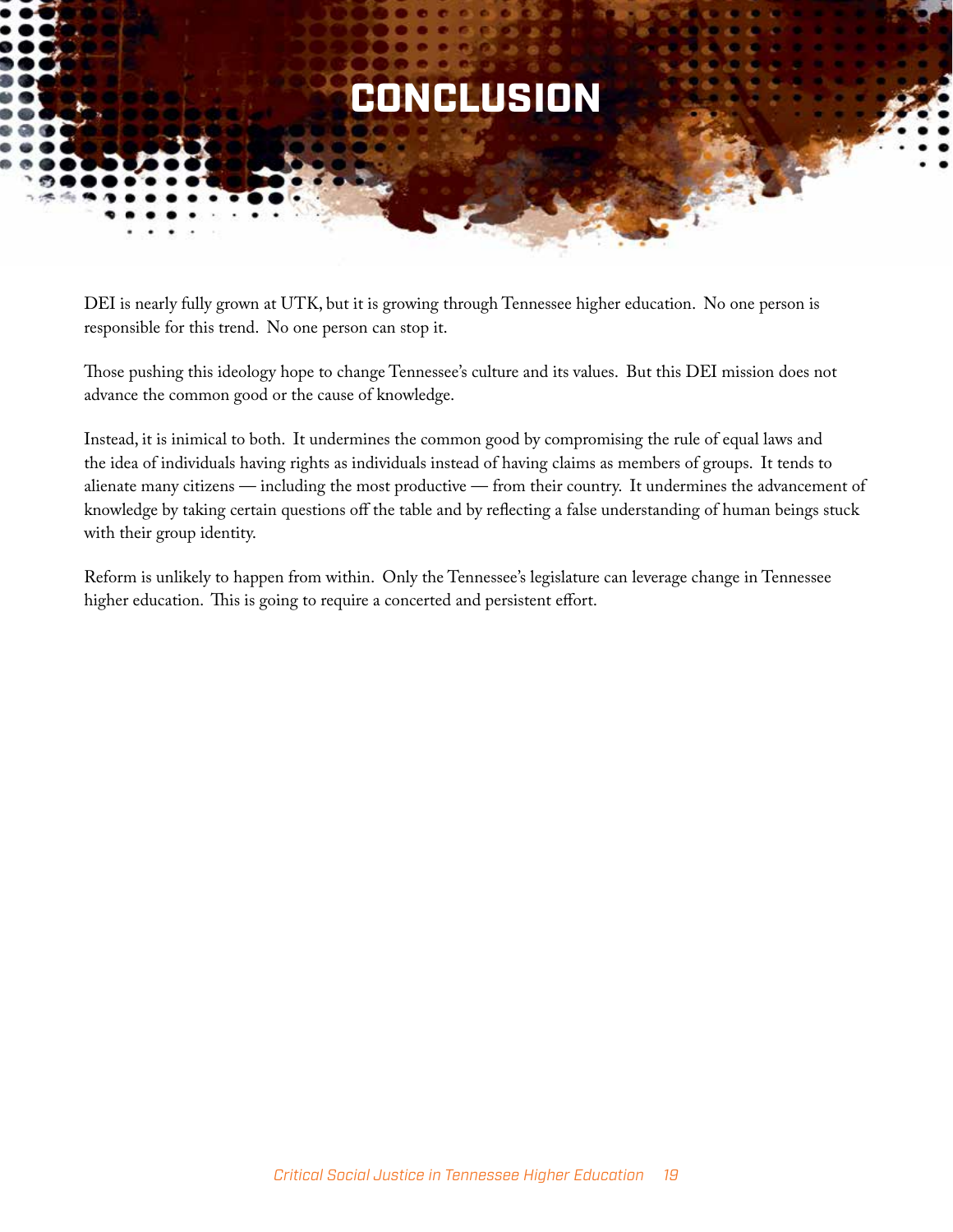# CONCLUSION

DEI is nearly fully grown at UTK, but it is growing through Tennessee higher education. No one person is responsible for this trend. No one person can stop it.

Those pushing this ideology hope to change Tennessee's culture and its values. But this DEI mission does not advance the common good or the cause of knowledge.

Instead, it is inimical to both. It undermines the common good by compromising the rule of equal laws and the idea of individuals having rights as individuals instead of having claims as members of groups. It tends to alienate many citizens — including the most productive — from their country. It undermines the advancement of knowledge by taking certain questions off the table and by reflecting a false understanding of human beings stuck with their group identity.

Reform is unlikely to happen from within. Only the Tennessee's legislature can leverage change in Tennessee higher education. This is going to require a concerted and persistent effort.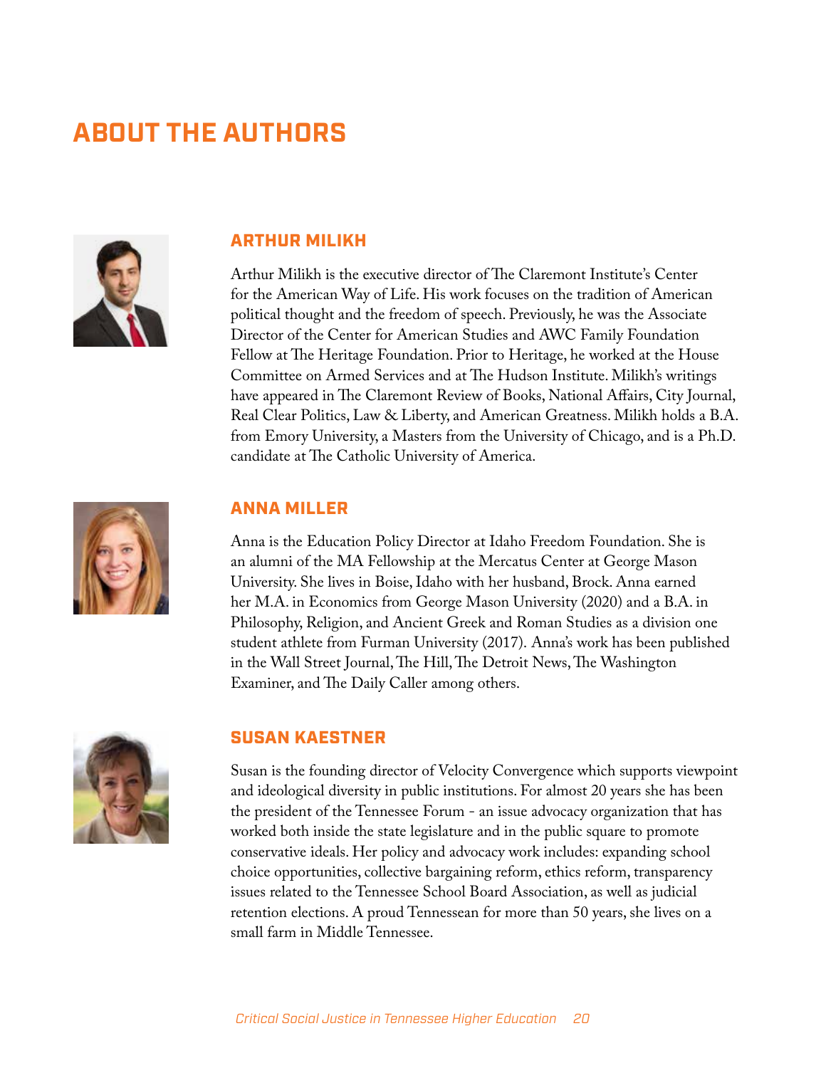# ABOUT THE AUTHORS

## ARTHUR MILIKH

Arthur Milikh is the executive director of The Claremont Institute's Center for the American Way of Life. His work focuses on the tradition of American political thought and the freedom of speech. Previously, he was the Associate Director of the Center for American Studies and AWC Family Foundation Fellow at The Heritage Foundation. Prior to Heritage, he worked at the House Committee on Armed Services and at The Hudson Institute. Milikh's writings have appeared in The Claremont Review of Books, National Affairs, City Journal, Real Clear Politics, Law & Liberty, and American Greatness. Milikh holds a B.A. from Emory University, a Masters from the University of Chicago, and is a Ph.D. candidate at The Catholic University of America.

## ANNA MILLER

Anna is the Education Policy Director at Idaho Freedom Foundation. She is an alumni of the MA Fellowship at the Mercatus Center at George Mason University. She lives in Boise, Idaho with her husband, Brock. Anna earned her M.A. in Economics from George Mason University (2020) and a B.A. in Philosophy, Religion, and Ancient Greek and Roman Studies as a division one student athlete from Furman University (2017). Anna's work has been published in the Wall Street Journal, The Hill, The Detroit News, The Washington Examiner, and The Daily Caller among others.

## SUSAN KAESTNER

Susan is the founding director of Velocity Convergence which supports viewpoint and ideological diversity in public institutions. For almost 20 years she has been the president of the Tennessee Forum - an issue advocacy organization that has worked both inside the state legislature and in the public square to promote conservative ideals. Her policy and advocacy work includes: expanding school choice opportunities, collective bargaining reform, ethics reform, transparency issues related to the Tennessee School Board Association, as well as judicial retention elections. A proud Tennessean for more than 50 years, she lives on a small farm in Middle Tennessee.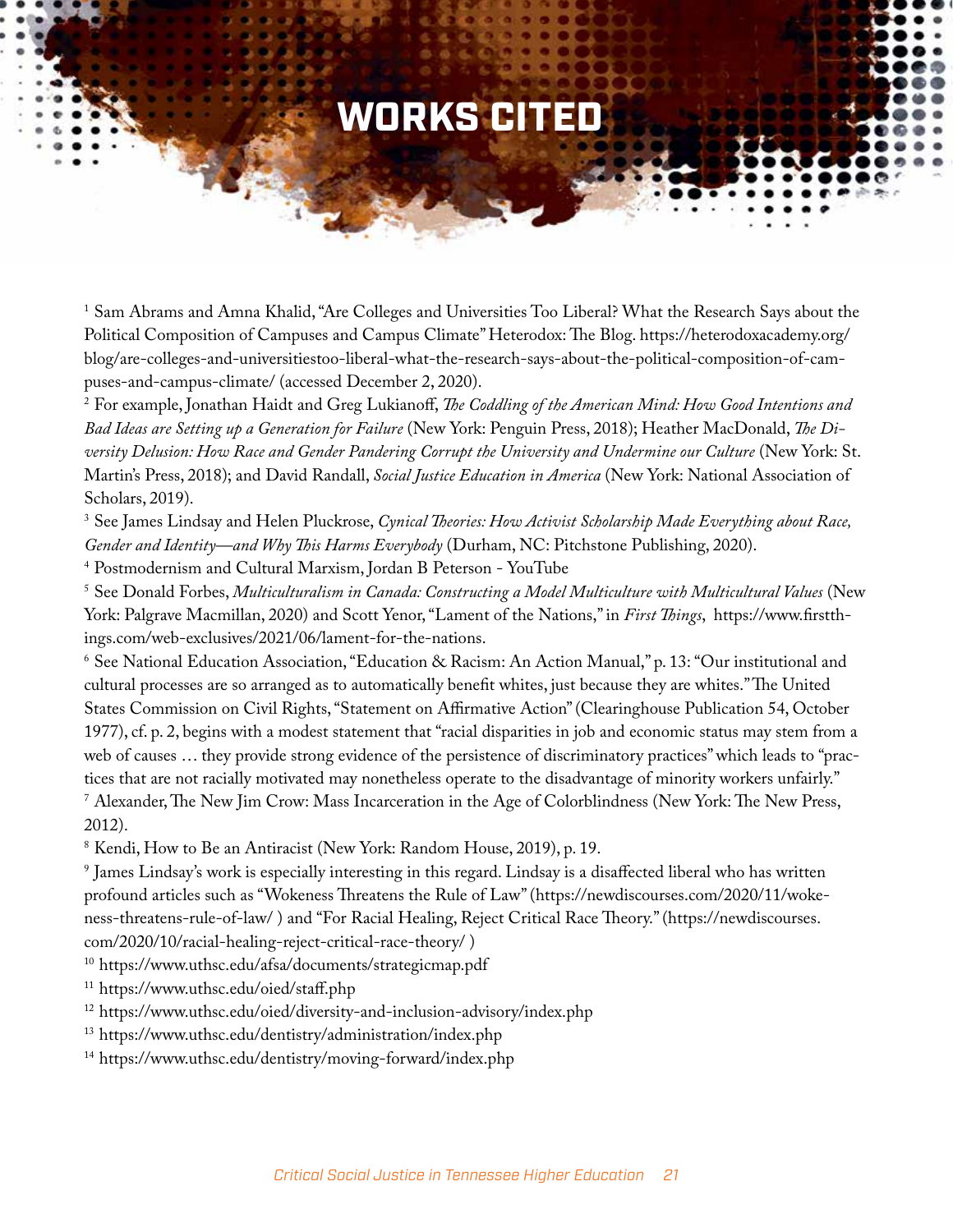# WORKS CITED

[1] Sam Abrams and Amna Khalid, "Are Colleges and Universities Too Liberal? What the Research Says about the Political Composition of Campuses and Campus Climate" Heterodox: The Blog. https://heterodoxacademy.org/blog/are-colleges-and-universitiestoo-liberal-what-the-research-says-about-the-political-composition-of-campuses-and-campus-climate/ (accessed December 2, 2020).

[2] For example, Jonathan Haidt and Greg Lukianoff, *The Coddling of the American Mind: How Good Intentions and Bad Ideas are Setting up a Generation for Failure* (New York: Penguin Press, 2018); Heather MacDonald, *The Diversity Delusion: How Race and Gender Pandering Corrupt the University and Undermine our Culture* (New York: St. Martin's Press, 2018); and David Randall, *Social Justice Education in America* (New York: National Association of Scholars, 2019).

[3] See James Lindsay and Helen Pluckrose, *Cynical Theories: How Activist Scholarship Made Everything about Race, Gender and Identity—and Why This Harms Everybody* (Durham, NC: Pitchstone Publishing, 2020).

[4] Postmodernism and Cultural Marxism, Jordan B Peterson - YouTube

[5] See Donald Forbes, *Multiculturalism in Canada: Constructing a Model Multiculture with Multicultural Values* (New York: Palgrave Macmillan, 2020) and Scott Yenor, "Lament of the Nations," in *First Things*, https://www.firstthings.com/web-exclusives/2021/06/lament-for-the-nations.

[6] See National Education Association, "Education & Racism: An Action Manual," p. 13: "Our institutional and cultural processes are so arranged as to automatically benefit whites, just because they are whites." The United States Commission on Civil Rights, "Statement on Affirmative Action" (Clearinghouse Publication 54, October 1977), cf. p. 2, begins with a modest statement that "racial disparities in job and economic status may stem from a web of causes … they provide strong evidence of the persistence of discriminatory practices" which leads to "practices that are not racially motivated may nonetheless operate to the disadvantage of minority workers unfairly."

[7] Alexander, The New Jim Crow: Mass Incarceration in the Age of Colorblindness (New York: The New Press, 2012).

[8] Kendi, How to Be an Antiracist (New York: Random House, 2019), p. 19.

[9] James Lindsay's work is especially interesting in this regard. Lindsay is a disaffected liberal who has written profound articles such as "Wokeness Threatens the Rule of Law" (https://newdiscourses.com/2020/11/wokeness-threatens-rule-of-law/ ) and "For Racial Healing, Reject Critical Race Theory." (https://newdiscourses.com/2020/10/racial-healing-reject-critical-race-theory/ )

[10] https://www.uthsc.edu/afsa/documents/strategicmap.pdf

[11] https://www.uthsc.edu/oied/staff.php

[12] https://www.uthsc.edu/oied/diversity-and-inclusion-advisory/index.php

[13] https://www.uthsc.edu/dentistry/administration/index.php

[14] https://www.uthsc.edu/dentistry/moving-forward/index.php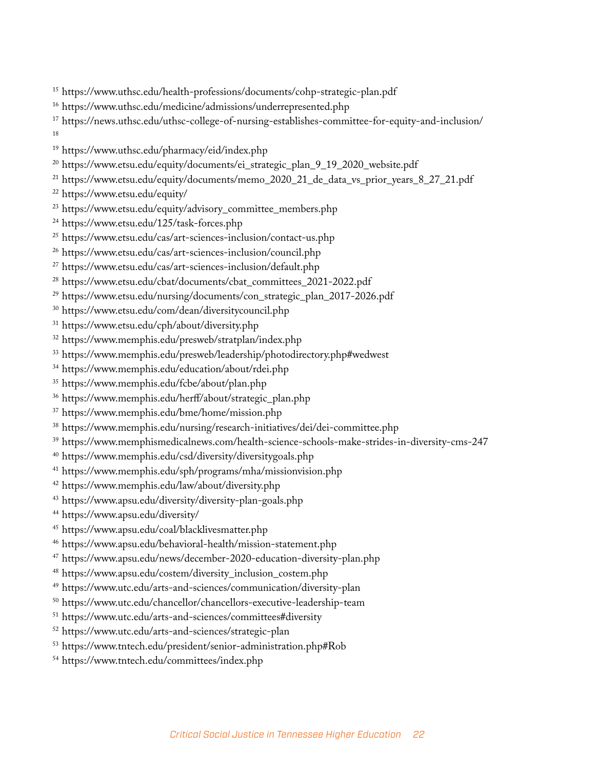[15] https://www.uthsc.edu/health-professions/documents/cohp-strategic-plan.pdf

[16] https://www.uthsc.edu/medicine/admissions/underrepresented.php

[17] https://news.uthsc.edu/uthsc-college-of-nursing-establishes-committee-for-equity-and-inclusion/

[18]

[19] https://www.uthsc.edu/pharmacy/eid/index.php

[20] https://www.etsu.edu/equity/documents/ei_strategic_plan_9_19_2020_website.pdf

[21] https://www.etsu.edu/equity/documents/memo_2020_21_de_data_vs_prior_years_8_27_21.pdf

[22] https://www.etsu.edu/equity/

[23] https://www.etsu.edu/equity/advisory_committee_members.php

[24] https://www.etsu.edu/125/task-forces.php

[25] https://www.etsu.edu/cas/art-sciences-inclusion/contact-us.php

[26] https://www.etsu.edu/cas/art-sciences-inclusion/council.php

[27] https://www.etsu.edu/cas/art-sciences-inclusion/default.php

[28] https://www.etsu.edu/cbat/documents/cbat_committees_2021-2022.pdf

[29] https://www.etsu.edu/nursing/documents/con_strategic_plan_2017-2026.pdf

[30] https://www.etsu.edu/com/dean/diversitycouncil.php

[31] https://www.etsu.edu/cph/about/diversity.php

[32] https://www.memphis.edu/presweb/stratplan/index.php

[33] https://www.memphis.edu/presweb/leadership/photodirectory.php#wedwest

[34] https://www.memphis.edu/education/about/rdei.php

[35] https://www.memphis.edu/fcbe/about/plan.php

[36] https://www.memphis.edu/herff/about/strategic_plan.php

[37] https://www.memphis.edu/bme/home/mission.php

[38] https://www.memphis.edu/nursing/research-initiatives/dei/dei-committee.php

[39] https://www.memphismedicalnews.com/health-science-schools-make-strides-in-diversity-cms-247

[40] https://www.memphis.edu/csd/diversity/diversitygoals.php

[41] https://www.memphis.edu/sph/programs/mha/missionvision.php

[42] https://www.memphis.edu/law/about/diversity.php

[43] https://www.apsu.edu/diversity/diversity-plan-goals.php

[44] https://www.apsu.edu/diversity/

[45] https://www.apsu.edu/coal/blacklivesmatter.php

[46] https://www.apsu.edu/behavioral-health/mission-statement.php

[47] https://www.apsu.edu/news/december-2020-education-diversity-plan.php

[48] https://www.apsu.edu/costem/diversity_inclusion_costem.php

[49] https://www.utc.edu/arts-and-sciences/communication/diversity-plan

[50] https://www.utc.edu/chancellor/chancellors-executive-leadership-team

[51] https://www.utc.edu/arts-and-sciences/committees#diversity

[52] https://www.utc.edu/arts-and-sciences/strategic-plan

[53] https://www.tntech.edu/president/senior-administration.php#Rob

[54] https://www.tntech.edu/committees/index.php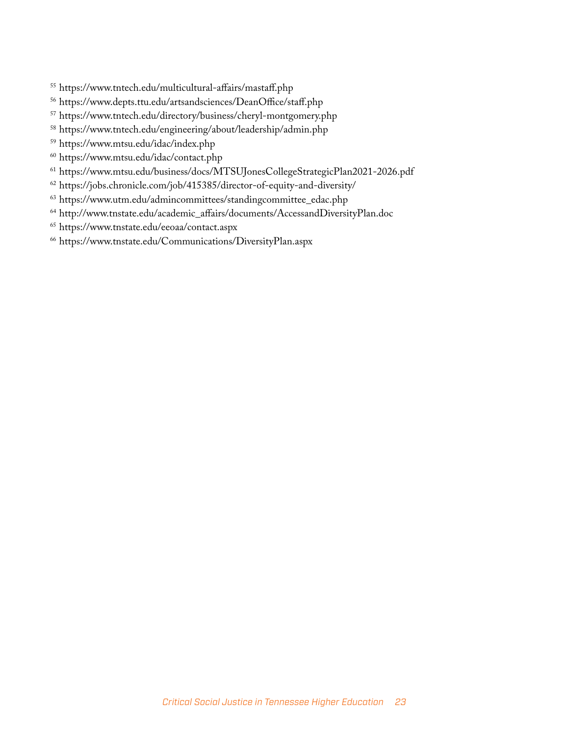[55] https://www.tntech.edu/multicultural-affairs/mastaff.php

[56] https://www.depts.ttu.edu/artsandsciences/DeanOffice/staff.php

[57] https://www.tntech.edu/directory/business/cheryl-montgomery.php

[58] https://www.tntech.edu/engineering/about/leadership/admin.php

[59] https://www.mtsu.edu/idac/index.php

[60] https://www.mtsu.edu/idac/contact.php

[61] https://www.mtsu.edu/business/docs/MTSUJonesCollegeStrategicPlan2021-2026.pdf

[62] https://jobs.chronicle.com/job/415385/director-of-equity-and-diversity/

[63] https://www.utm.edu/admincommittees/standingcommittee_edac.php

[64] http://www.tnstate.edu/academic_affairs/documents/AccessandDiversityPlan.doc

[65] https://www.tnstate.edu/eeoaa/contact.aspx

[66] https://www.tnstate.edu/Communications/DiversityPlan.aspx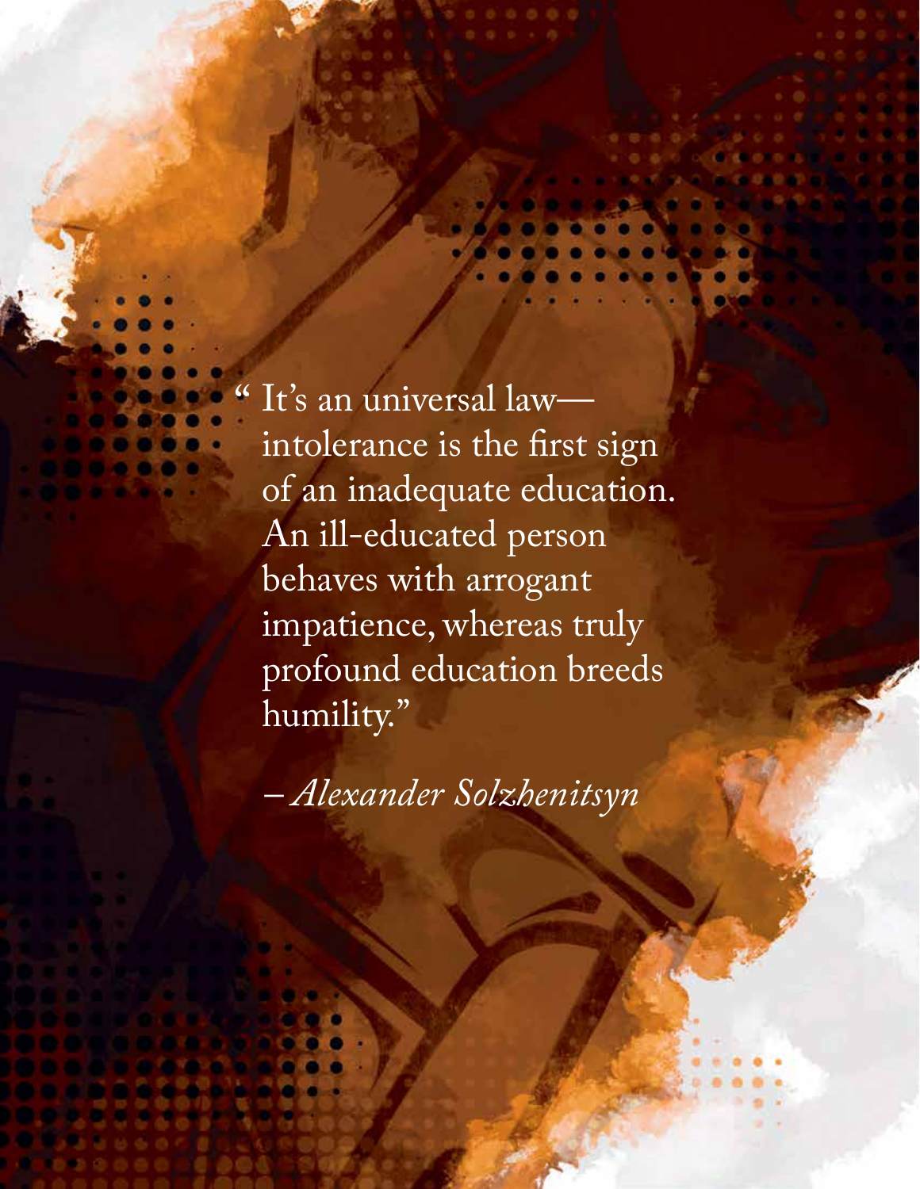> "It's an universal law—intolerance is the first sign of an inadequate education. An ill-educated person behaves with arrogant impatience, whereas truly profound education breeds humility."
>
> *– Alexander Solzhenitsyn*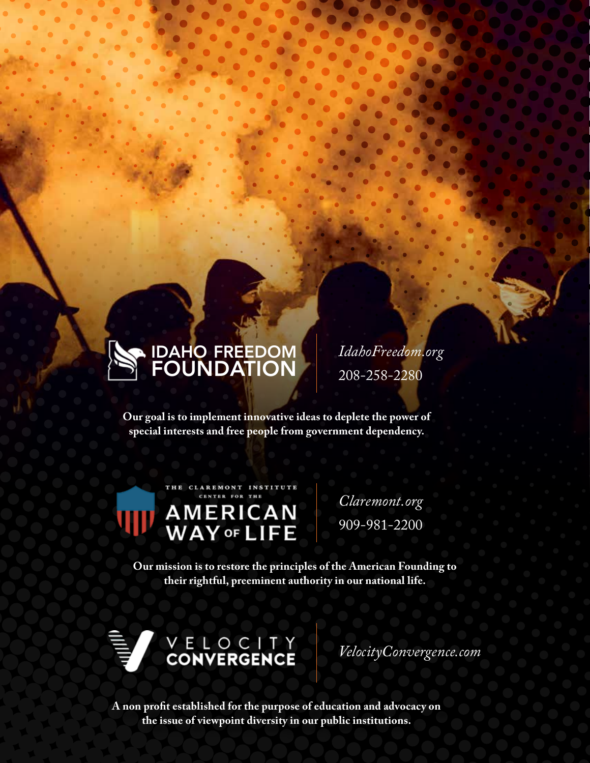**IDAHO FREEDOM FOUNDATION**

*IdahoFreedom.org*
208-258-2280

**Our goal is to implement innovative ideas to deplete the power of special interests and free people from government dependency.**

**THE CLAREMONT INSTITUTE CENTER FOR THE AMERICAN WAY OF LIFE**

*Claremont.org*
909-981-2200

**Our mission is to restore the principles of the American Founding to their rightful, preeminent authority in our national life.**

**VELOCITY CONVERGENCE**

*VelocityConvergence.com*

**A non profit established for the purpose of education and advocacy on the issue of viewpoint diversity in our public institutions.**